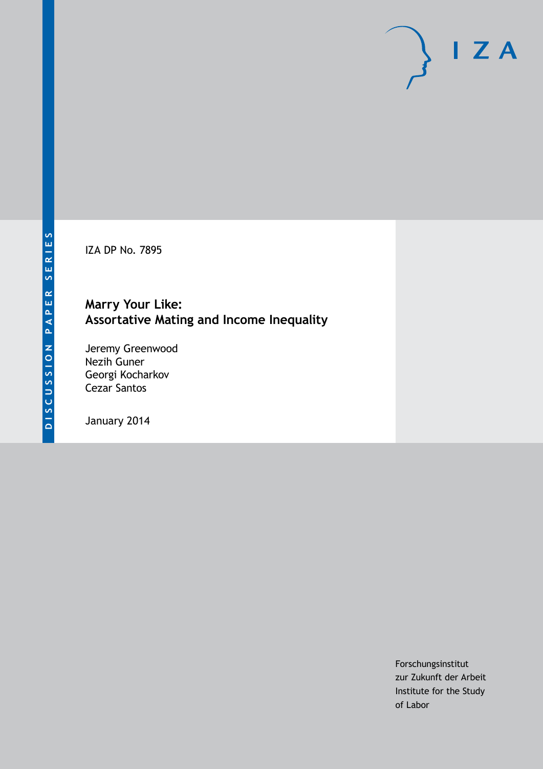DISCUSSION PAPER SERIES

IZA

IZA DP No. 7895

# Marry Your Like: Assortative Mating and Income Inequality

Jeremy Greenwood
Nezih Guner
Georgi Kocharkov
Cezar Santos

January 2014

Forschungsinstitut
zur Zukunft der Arbeit
Institute for the Study
of Labor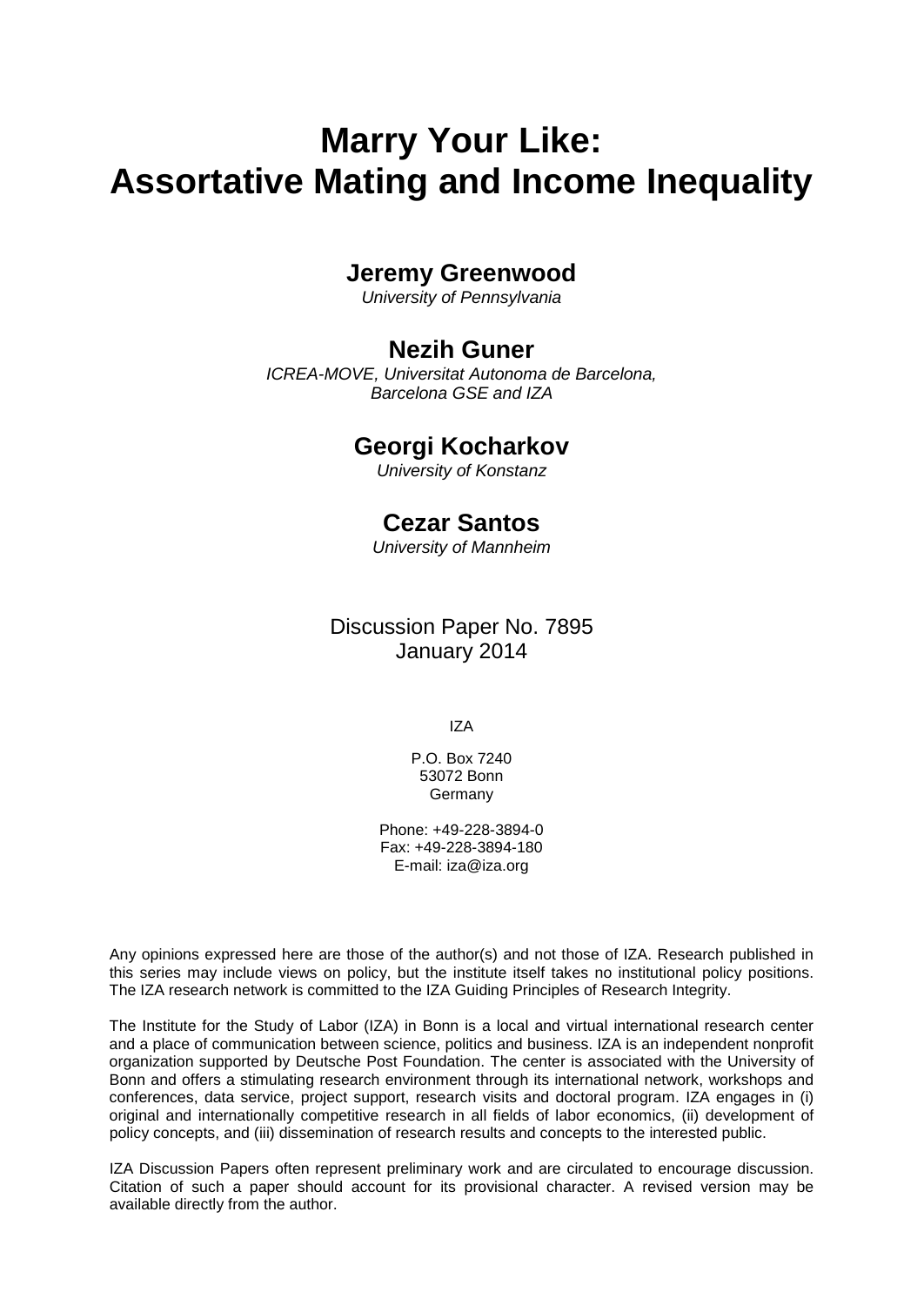# Marry Your Like: Assortative Mating and Income Inequality

**Jeremy Greenwood**

*University of Pennsylvania*

**Nezih Guner**

*ICREA-MOVE, Universitat Autonoma de Barcelona, Barcelona GSE and IZA*

**Georgi Kocharkov**

*University of Konstanz*

**Cezar Santos**

*University of Mannheim*

Discussion Paper No. 7895
January 2014

IZA

P.O. Box 7240
53072 Bonn
Germany

Phone: +49-228-3894-0
Fax: +49-228-3894-180
E-mail: iza@iza.org

Any opinions expressed here are those of the author(s) and not those of IZA. Research published in this series may include views on policy, but the institute itself takes no institutional policy positions. The IZA research network is committed to the IZA Guiding Principles of Research Integrity.

The Institute for the Study of Labor (IZA) in Bonn is a local and virtual international research center and a place of communication between science, politics and business. IZA is an independent nonprofit organization supported by Deutsche Post Foundation. The center is associated with the University of Bonn and offers a stimulating research environment through its international network, workshops and conferences, data service, project support, research visits and doctoral program. IZA engages in (i) original and internationally competitive research in all fields of labor economics, (ii) development of policy concepts, and (iii) dissemination of research results and concepts to the interested public.

IZA Discussion Papers often represent preliminary work and are circulated to encourage discussion. Citation of such a paper should account for its provisional character. A revised version may be available directly from the author.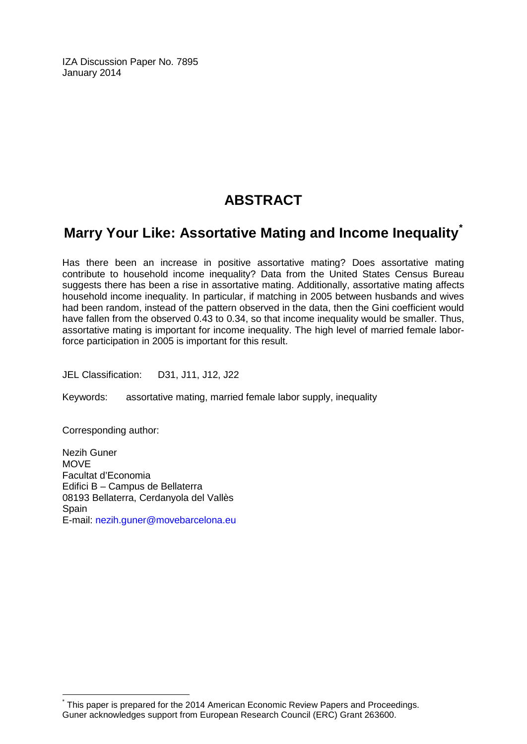IZA Discussion Paper No. 7895
January 2014

# ABSTRACT

## Marry Your Like: Assortative Mating and Income Inequality*

Has there been an increase in positive assortative mating? Does assortative mating contribute to household income inequality? Data from the United States Census Bureau suggests there has been a rise in assortative mating. Additionally, assortative mating affects household income inequality. In particular, if matching in 2005 between husbands and wives had been random, instead of the pattern observed in the data, then the Gini coefficient would have fallen from the observed 0.43 to 0.34, so that income inequality would be smaller. Thus, assortative mating is important for income inequality. The high level of married female labor-force participation in 2005 is important for this result.

JEL Classification: D31, J11, J12, J22

Keywords: assortative mating, married female labor supply, inequality

Corresponding author:

Nezih Guner
MOVE
Facultat d'Economia
Edifici B – Campus de Bellaterra
08193 Bellaterra, Cerdanyola del Vallès
Spain
E-mail: nezih.guner@movebarcelona.eu

---

* This paper is prepared for the 2014 American Economic Review Papers and Proceedings. Guner acknowledges support from European Research Council (ERC) Grant 263600.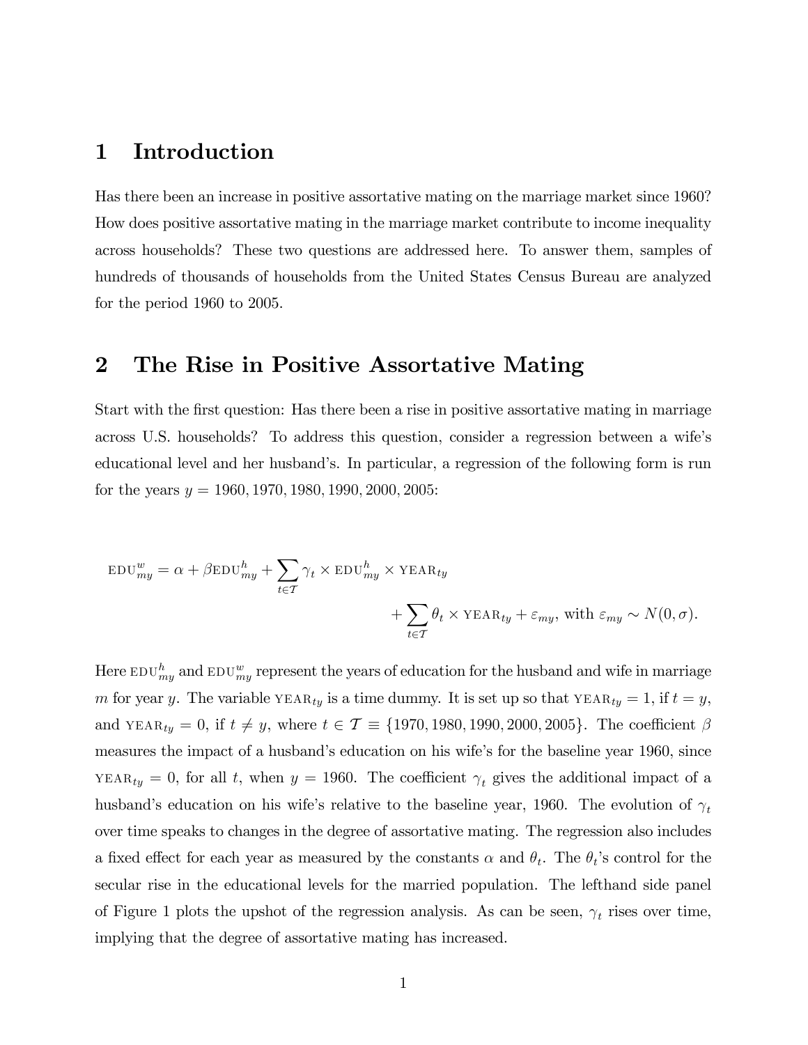# 1 Introduction

Has there been an increase in positive assortative mating on the marriage market since 1960? How does positive assortative mating in the marriage market contribute to income inequality across households? These two questions are addressed here. To answer them, samples of hundreds of thousands of households from the United States Census Bureau are analyzed for the period 1960 to 2005.

# 2 The Rise in Positive Assortative Mating

Start with the first question: Has there been a rise in positive assortative mating in marriage across U.S. households? To address this question, consider a regression between a wife's educational level and her husband's. In particular, a regression of the following form is run for the years $y = 1960, 1970, 1980, 1990, 2000, 2005$:

$$\text{EDU}^w_{my} = \alpha + \beta \text{EDU}^h_{my} + \sum_{t \in \mathcal{T}} \gamma_t \times \text{EDU}^h_{my} \times \text{YEAR}_{ty} + \sum_{t \in \mathcal{T}} \theta_t \times \text{YEAR}_{ty} + \varepsilon_{my}, \text{ with } \varepsilon_{my} \sim N(0, \sigma).$$

Here $\text{EDU}^h_{my}$ and $\text{EDU}^w_{my}$ represent the years of education for the husband and wife in marriage $m$ for year $y$. The variable $\text{YEAR}_{ty}$ is a time dummy. It is set up so that $\text{YEAR}_{ty} = 1$, if $t = y$, and $\text{YEAR}_{ty} = 0$, if $t \neq y$, where $t \in \mathcal{T} \equiv \{1970, 1980, 1990, 2000, 2005\}$. The coefficient $\beta$ measures the impact of a husband's education on his wife's for the baseline year 1960, since $\text{YEAR}_{ty} = 0$, for all $t$, when $y = 1960$. The coefficient $\gamma_t$ gives the additional impact of a husband's education on his wife's relative to the baseline year, 1960. The evolution of $\gamma_t$ over time speaks to changes in the degree of assortative mating. The regression also includes a fixed effect for each year as measured by the constants $\alpha$ and $\theta_t$. The $\theta_t$'s control for the secular rise in the educational levels for the married population. The lefthand side panel of Figure 1 plots the upshot of the regression analysis. As can be seen, $\gamma_t$ rises over time, implying that the degree of assortative mating has increased.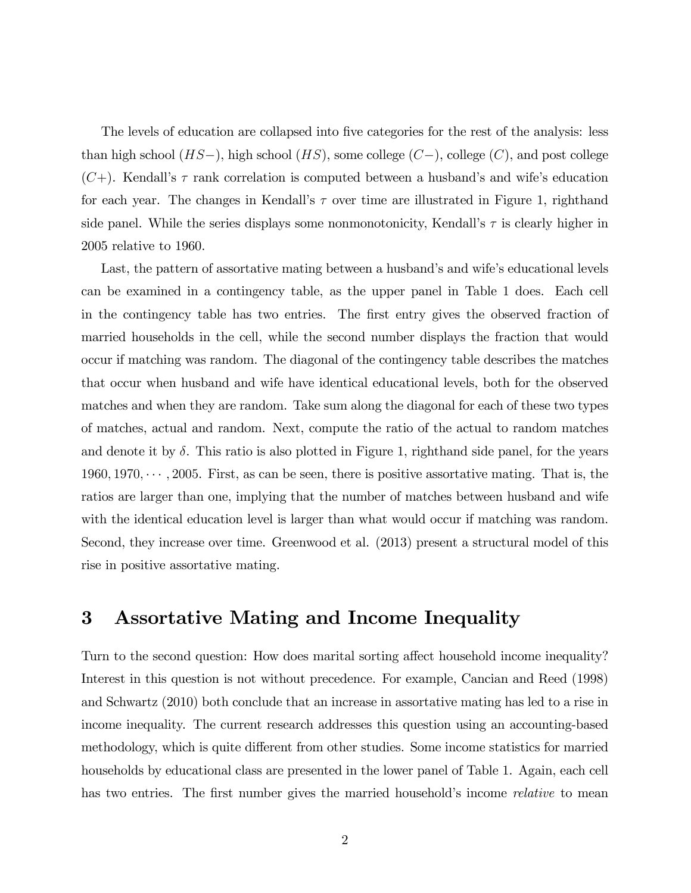The levels of education are collapsed into five categories for the rest of the analysis: less than high school ($HS-$), high school ($HS$), some college ($C-$), college ($C$), and post college ($C+$). Kendall's $\tau$ rank correlation is computed between a husband's and wife's education for each year. The changes in Kendall's $\tau$ over time are illustrated in Figure 1, righthand side panel. While the series displays some nonmonotonicity, Kendall's $\tau$ is clearly higher in 2005 relative to 1960.

Last, the pattern of assortative mating between a husband's and wife's educational levels can be examined in a contingency table, as the upper panel in Table 1 does. Each cell in the contingency table has two entries. The first entry gives the observed fraction of married households in the cell, while the second number displays the fraction that would occur if matching was random. The diagonal of the contingency table describes the matches that occur when husband and wife have identical educational levels, both for the observed matches and when they are random. Take sum along the diagonal for each of these two types of matches, actual and random. Next, compute the ratio of the actual to random matches and denote it by $\delta$. This ratio is also plotted in Figure 1, righthand side panel, for the years $1960, 1970, \cdots, 2005$. First, as can be seen, there is positive assortative mating. That is, the ratios are larger than one, implying that the number of matches between husband and wife with the identical education level is larger than what would occur if matching was random. Second, they increase over time. Greenwood et al. (2013) present a structural model of this rise in positive assortative mating.

## 3 Assortative Mating and Income Inequality

Turn to the second question: How does marital sorting affect household income inequality? Interest in this question is not without precedence. For example, Cancian and Reed (1998) and Schwartz (2010) both conclude that an increase in assortative mating has led to a rise in income inequality. The current research addresses this question using an accounting-based methodology, which is quite different from other studies. Some income statistics for married households by educational class are presented in the lower panel of Table 1. Again, each cell has two entries. The first number gives the married household's income *relative* to mean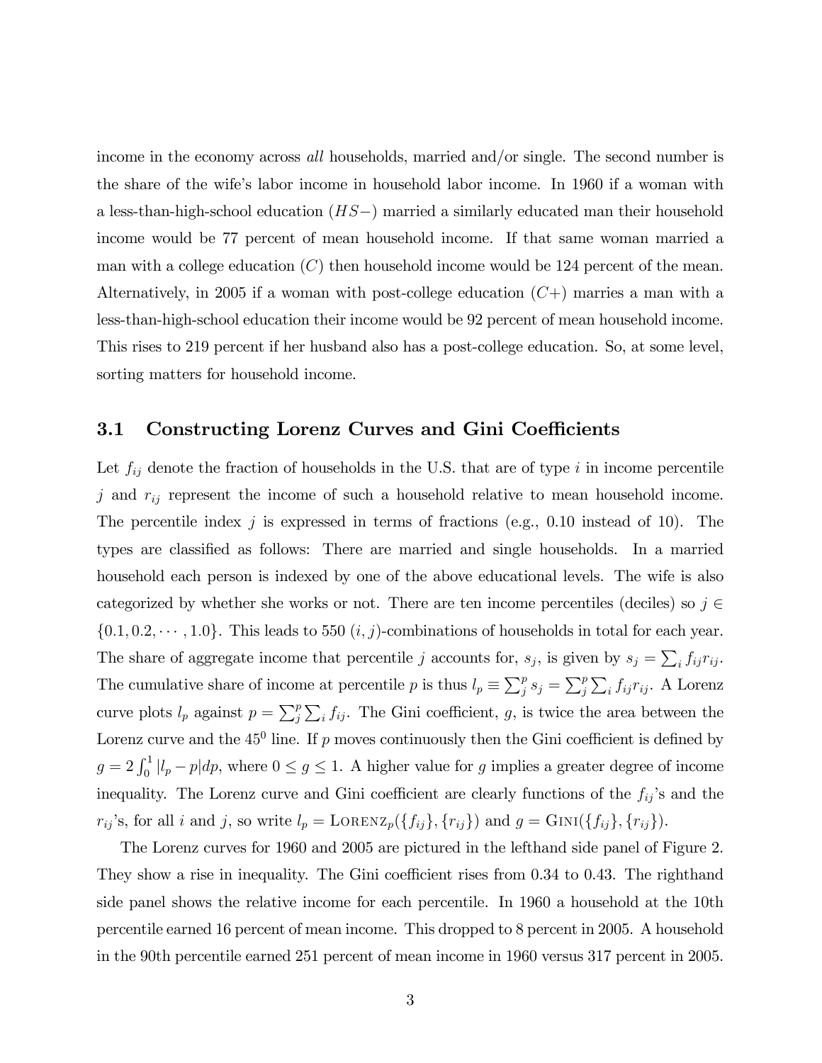income in the economy across *all* households, married and/or single. The second number is the share of the wife's labor income in household labor income. In 1960 if a woman with a less-than-high-school education ($HS-$) married a similarly educated man their household income would be 77 percent of mean household income. If that same woman married a man with a college education ($C$) then household income would be 124 percent of the mean. Alternatively, in 2005 if a woman with post-college education ($C+$) marries a man with a less-than-high-school education their income would be 92 percent of mean household income. This rises to 219 percent if her husband also has a post-college education. So, at some level, sorting matters for household income.

### 3.1 Constructing Lorenz Curves and Gini Coefficients

Let $f_{ij}$ denote the fraction of households in the U.S. that are of type $i$ in income percentile $j$ and $r_{ij}$ represent the income of such a household relative to mean household income. The percentile index $j$ is expressed in terms of fractions (e.g., 0.10 instead of 10). The types are classified as follows: There are married and single households. In a married household each person is indexed by one of the above educational levels. The wife is also categorized by whether she works or not. There are ten income percentiles (deciles) so $j \in \{0.1, 0.2, \cdots, 1.0\}$. This leads to 550 $(i, j)$-combinations of households in total for each year. The share of aggregate income that percentile $j$ accounts for, $s_j$, is given by $s_j = \sum_i f_{ij} r_{ij}$. The cumulative share of income at percentile $p$ is thus $l_p \equiv \sum_j^p s_j = \sum_j^p \sum_i f_{ij} r_{ij}$. A Lorenz curve plots $l_p$ against $p = \sum_j^p \sum_i f_{ij}$. The Gini coefficient, $g$, is twice the area between the Lorenz curve and the $45^0$ line. If $p$ moves continuously then the Gini coefficient is defined by $g = 2\int_0^1 |l_p - p| dp$, where $0 \le g \le 1$. A higher value for $g$ implies a greater degree of income inequality. The Lorenz curve and Gini coefficient are clearly functions of the $f_{ij}$'s and the $r_{ij}$'s, for all $i$ and $j$, so write $l_p = \text{LORENZ}_p(\{f_{ij}\}, \{r_{ij}\})$ and $g = \text{GINI}(\{f_{ij}\}, \{r_{ij}\})$.

The Lorenz curves for 1960 and 2005 are pictured in the lefthand side panel of Figure 2. They show a rise in inequality. The Gini coefficient rises from 0.34 to 0.43. The righthand side panel shows the relative income for each percentile. In 1960 a household at the 10th percentile earned 16 percent of mean income. This dropped to 8 percent in 2005. A household in the 90th percentile earned 251 percent of mean income in 1960 versus 317 percent in 2005.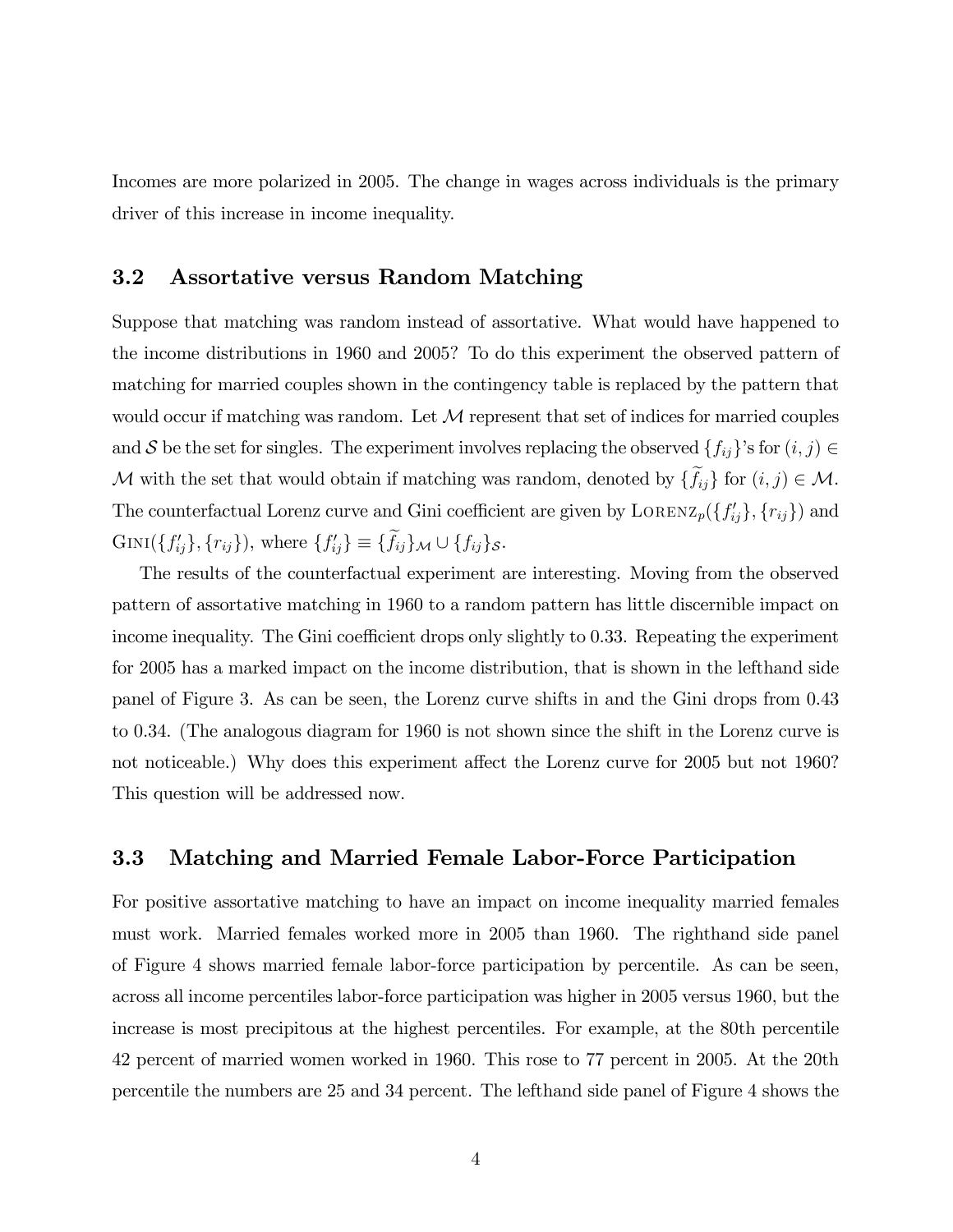Incomes are more polarized in 2005. The change in wages across individuals is the primary driver of this increase in income inequality.

### 3.2 Assortative versus Random Matching

Suppose that matching was random instead of assortative. What would have happened to the income distributions in 1960 and 2005? To do this experiment the observed pattern of matching for married couples shown in the contingency table is replaced by the pattern that would occur if matching was random. Let $\mathcal{M}$ represent that set of indices for married couples and $\mathcal{S}$ be the set for singles. The experiment involves replacing the observed $\{f_{ij}\}$'s for $(i,j) \in \mathcal{M}$ with the set that would obtain if matching was random, denoted by $\{\widetilde{f}_{ij}\}$ for $(i,j) \in \mathcal{M}$. The counterfactual Lorenz curve and Gini coefficient are given by $\text{LORENZ}_p(\{f'_{ij}\}, \{r_{ij}\})$ and $\text{GINI}(\{f'_{ij}\}, \{r_{ij}\})$, where $\{f'_{ij}\} \equiv \{\widetilde{f}_{ij}\}_{\mathcal{M}} \cup \{f_{ij}\}_{\mathcal{S}}$.

The results of the counterfactual experiment are interesting. Moving from the observed pattern of assortative matching in 1960 to a random pattern has little discernible impact on income inequality. The Gini coefficient drops only slightly to 0.33. Repeating the experiment for 2005 has a marked impact on the income distribution, that is shown in the lefthand side panel of Figure 3. As can be seen, the Lorenz curve shifts in and the Gini drops from 0.43 to 0.34. (The analogous diagram for 1960 is not shown since the shift in the Lorenz curve is not noticeable.) Why does this experiment affect the Lorenz curve for 2005 but not 1960? This question will be addressed now.

### 3.3 Matching and Married Female Labor-Force Participation

For positive assortative matching to have an impact on income inequality married females must work. Married females worked more in 2005 than 1960. The righthand side panel of Figure 4 shows married female labor-force participation by percentile. As can be seen, across all income percentiles labor-force participation was higher in 2005 versus 1960, but the increase is most precipitous at the highest percentiles. For example, at the 80th percentile 42 percent of married women worked in 1960. This rose to 77 percent in 2005. At the 20th percentile the numbers are 25 and 34 percent. The lefthand side panel of Figure 4 shows the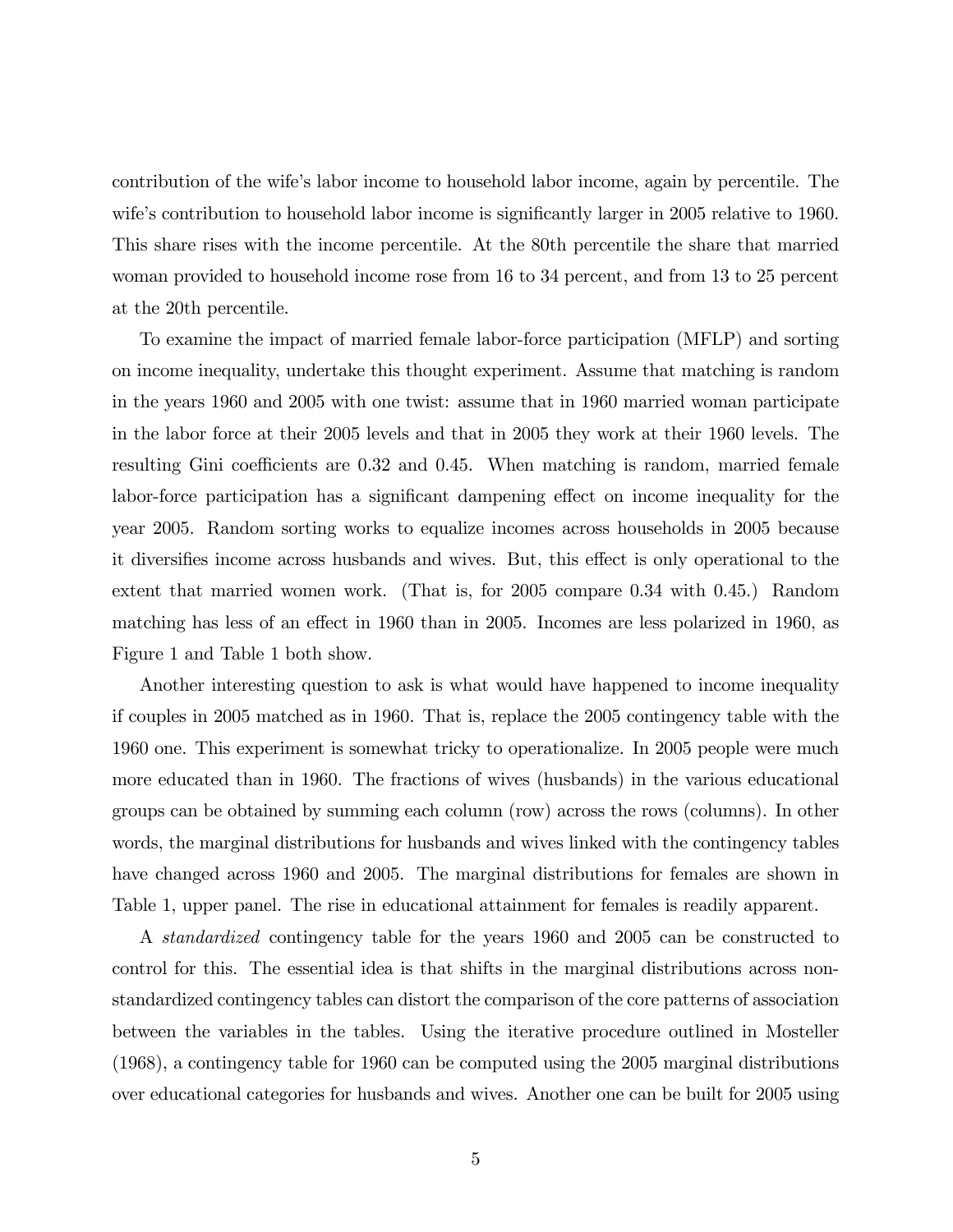contribution of the wife's labor income to household labor income, again by percentile. The wife's contribution to household labor income is significantly larger in 2005 relative to 1960. This share rises with the income percentile. At the 80th percentile the share that married woman provided to household income rose from 16 to 34 percent, and from 13 to 25 percent at the 20th percentile.

To examine the impact of married female labor-force participation (MFLP) and sorting on income inequality, undertake this thought experiment. Assume that matching is random in the years 1960 and 2005 with one twist: assume that in 1960 married woman participate in the labor force at their 2005 levels and that in 2005 they work at their 1960 levels. The resulting Gini coefficients are 0.32 and 0.45. When matching is random, married female labor-force participation has a significant dampening effect on income inequality for the year 2005. Random sorting works to equalize incomes across households in 2005 because it diversifies income across husbands and wives. But, this effect is only operational to the extent that married women work. (That is, for 2005 compare 0.34 with 0.45.) Random matching has less of an effect in 1960 than in 2005. Incomes are less polarized in 1960, as Figure 1 and Table 1 both show.

Another interesting question to ask is what would have happened to income inequality if couples in 2005 matched as in 1960. That is, replace the 2005 contingency table with the 1960 one. This experiment is somewhat tricky to operationalize. In 2005 people were much more educated than in 1960. The fractions of wives (husbands) in the various educational groups can be obtained by summing each column (row) across the rows (columns). In other words, the marginal distributions for husbands and wives linked with the contingency tables have changed across 1960 and 2005. The marginal distributions for females are shown in Table 1, upper panel. The rise in educational attainment for females is readily apparent.

A *standardized* contingency table for the years 1960 and 2005 can be constructed to control for this. The essential idea is that shifts in the marginal distributions across non-standardized contingency tables can distort the comparison of the core patterns of association between the variables in the tables. Using the iterative procedure outlined in Mosteller (1968), a contingency table for 1960 can be computed using the 2005 marginal distributions over educational categories for husbands and wives. Another one can be built for 2005 using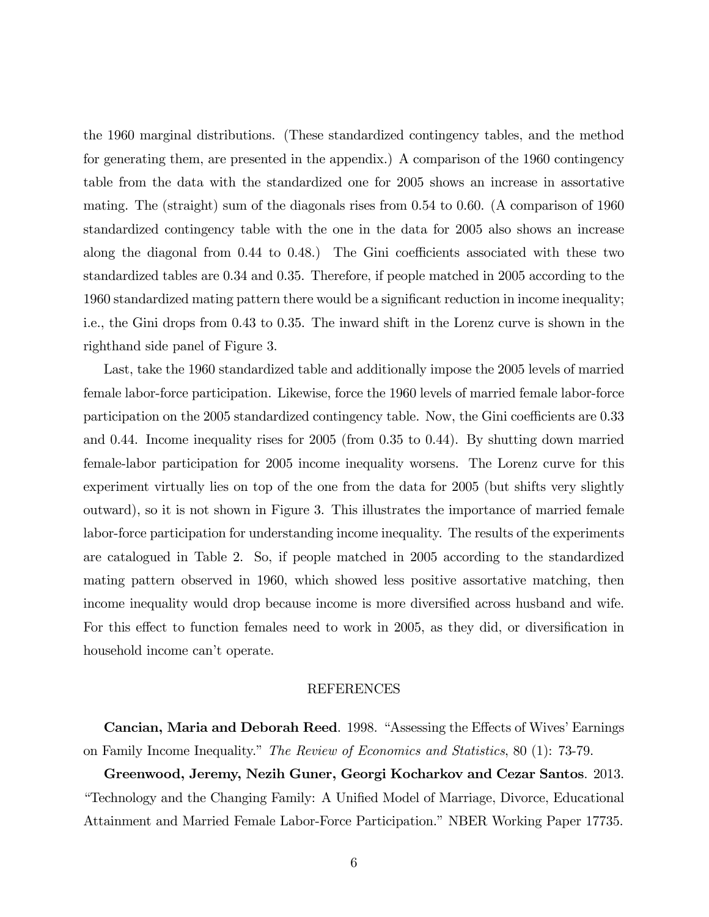the 1960 marginal distributions. (These standardized contingency tables, and the method for generating them, are presented in the appendix.) A comparison of the 1960 contingency table from the data with the standardized one for 2005 shows an increase in assortative mating. The (straight) sum of the diagonals rises from 0.54 to 0.60. (A comparison of 1960 standardized contingency table with the one in the data for 2005 also shows an increase along the diagonal from 0.44 to 0.48.) The Gini coefficients associated with these two standardized tables are 0.34 and 0.35. Therefore, if people matched in 2005 according to the 1960 standardized mating pattern there would be a significant reduction in income inequality; i.e., the Gini drops from 0.43 to 0.35. The inward shift in the Lorenz curve is shown in the righthand side panel of Figure 3.

Last, take the 1960 standardized table and additionally impose the 2005 levels of married female labor-force participation. Likewise, force the 1960 levels of married female labor-force participation on the 2005 standardized contingency table. Now, the Gini coefficients are 0.33 and 0.44. Income inequality rises for 2005 (from 0.35 to 0.44). By shutting down married female-labor participation for 2005 income inequality worsens. The Lorenz curve for this experiment virtually lies on top of the one from the data for 2005 (but shifts very slightly outward), so it is not shown in Figure 3. This illustrates the importance of married female labor-force participation for understanding income inequality. The results of the experiments are catalogued in Table 2. So, if people matched in 2005 according to the standardized mating pattern observed in 1960, which showed less positive assortative matching, then income inequality would drop because income is more diversified across husband and wife. For this effect to function females need to work in 2005, as they did, or diversification in household income can't operate.

## REFERENCES

**Cancian, Maria and Deborah Reed**. 1998. "Assessing the Effects of Wives' Earnings on Family Income Inequality." *The Review of Economics and Statistics*, 80 (1): 73-79.

**Greenwood, Jeremy, Nezih Guner, Georgi Kocharkov and Cezar Santos**. 2013. "Technology and the Changing Family: A Unified Model of Marriage, Divorce, Educational Attainment and Married Female Labor-Force Participation." NBER Working Paper 17735.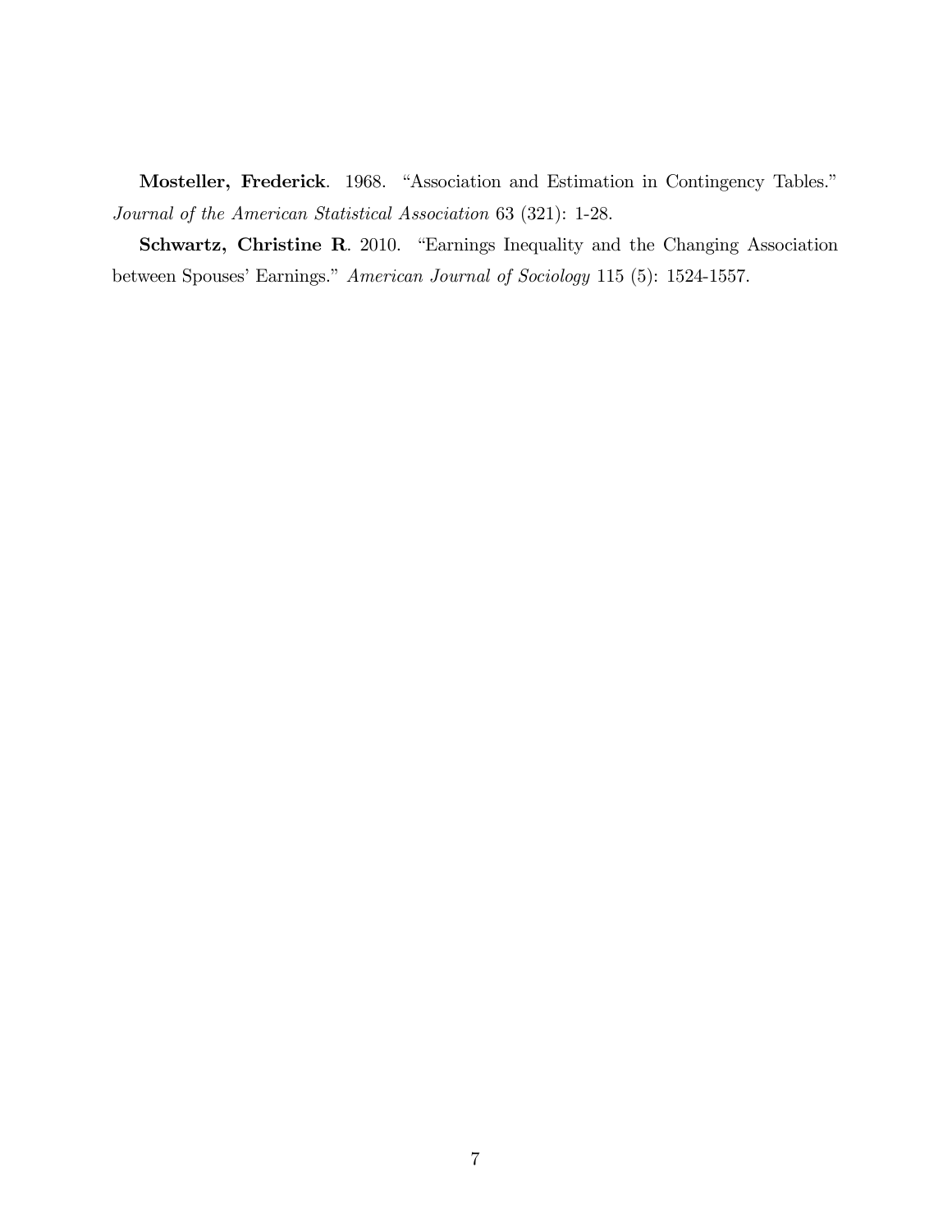**Mosteller, Frederick**. 1968. "Association and Estimation in Contingency Tables." *Journal of the American Statistical Association* 63 (321): 1-28.

**Schwartz, Christine R**. 2010. "Earnings Inequality and the Changing Association between Spouses' Earnings." *American Journal of Sociology* 115 (5): 1524-1557.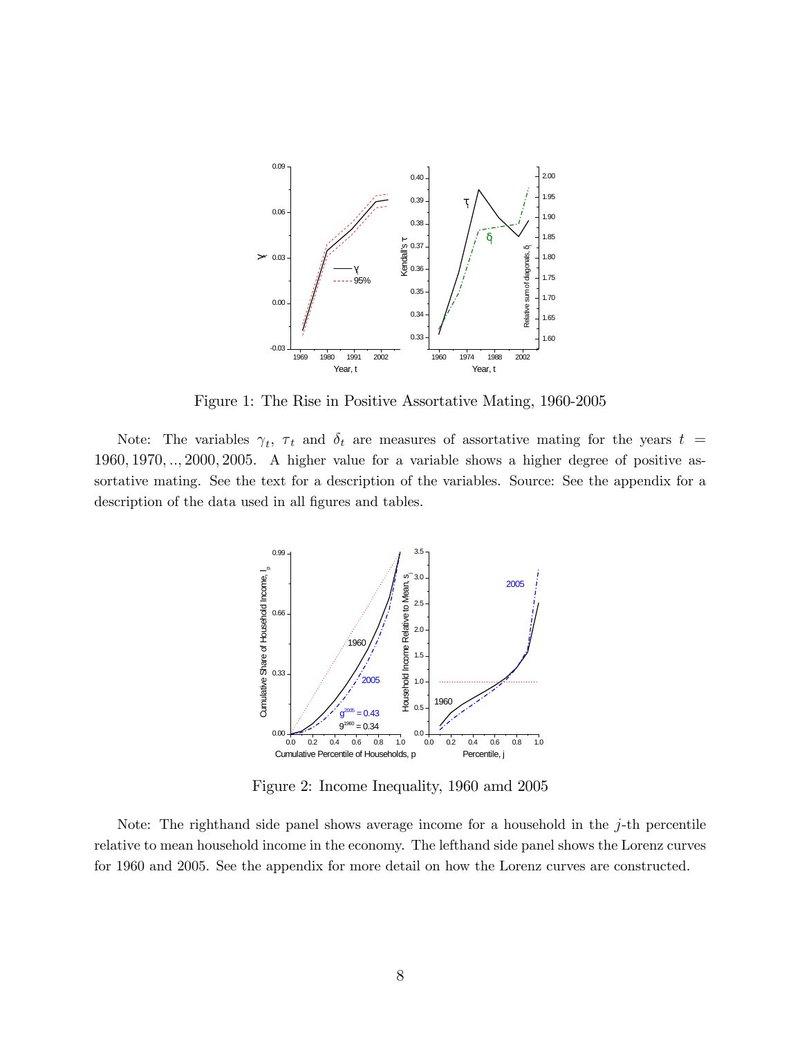0.09

0.06

0.03

0.00

-0.03

$\gamma_t$

1969 1980 1991 2002

Year, t

γ

95%

0.40

0.39

0.38

0.37

0.36

0.35

0.34

0.33

Kendall's τ

$\tau_t$

$\delta_t$

1960 1974 1988 2002

Year, t

2.00

1.95

1.90

1.85

1.80

1.75

1.70

1.65

1.60

Relative sum of diagonals, $\delta_t$

Figure 1: The Rise in Positive Assortative Mating, 1960-2005

Note: The variables $\gamma_t$, $\tau_t$ and $\delta_t$ are measures of assortative mating for the years $t = 1960, 1970, .., 2000, 2005$. A higher value for a variable shows a higher degree of positive assortative mating. See the text for a description of the variables. Source: See the appendix for a description of the data used in all figures and tables.

0.99

0.66

0.33

0.00

Cumulative Share of Household Income, $I_p$

1960

2005

$g^{2005} = 0.43$

$g^{1960} = 0.34$

0.0 0.2 0.4 0.6 0.8 1.0

Cumulative Percentile of Households, p

3.5

3.0

2.5

2.0

1.5

1.0

0.5

0.0

Household Income Relative to Mean, $s_j$

2005

1960

0.0 0.2 0.4 0.6 0.8 1.0

Percentile, j

Figure 2: Income Inequality, 1960 amd 2005

Note: The righthand side panel shows average income for a household in the $j$-th percentile relative to mean household income in the economy. The lefthand side panel shows the Lorenz curves for 1960 and 2005. See the appendix for more detail on how the Lorenz curves are constructed.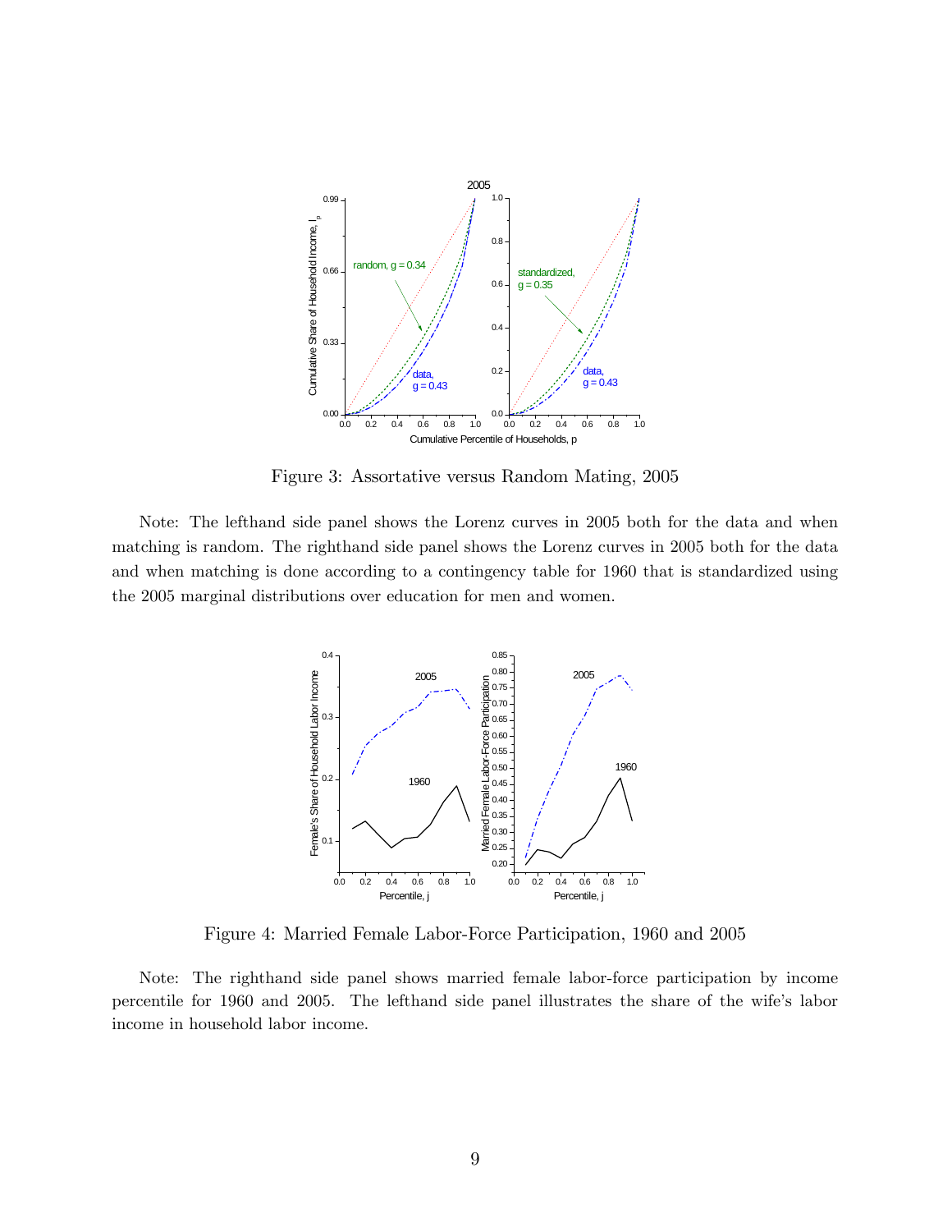2005

Cumulative Share of Household Income, $l_p$

0.99

0.66

0.33

0.00

random, g = 0.34

data, g = 0.43

0.0 0.2 0.4 0.6 0.8 1.0

1.0

0.8

0.6

0.4

0.2

0.0

standardized, g = 0.35

data, g = 0.43

0.0 0.2 0.4 0.6 0.8 1.0

Cumulative Percentile of Households, p

Figure 3: Assortative versus Random Mating, 2005

Note: The lefthand side panel shows the Lorenz curves in 2005 both for the data and when matching is random. The righthand side panel shows the Lorenz curves in 2005 both for the data and when matching is done according to a contingency table for 1960 that is standardized using the 2005 marginal distributions over education for men and women.

Female's Share of Household Labor Income

0.4

0.3

0.2

0.1

2005

1960

0.0 0.2 0.4 0.6 0.8 1.0

Percentile, j

Married Female Labor-Force Participation

0.85 0.80 0.75 0.70 0.65 0.60 0.55 0.50 0.45 0.40 0.35 0.30 0.25 0.20

2005

1960

0.0 0.2 0.4 0.6 0.8 1.0

Percentile, j

Figure 4: Married Female Labor-Force Participation, 1960 and 2005

Note: The righthand side panel shows married female labor-force participation by income percentile for 1960 and 2005. The lefthand side panel illustrates the share of the wife's labor income in household labor income.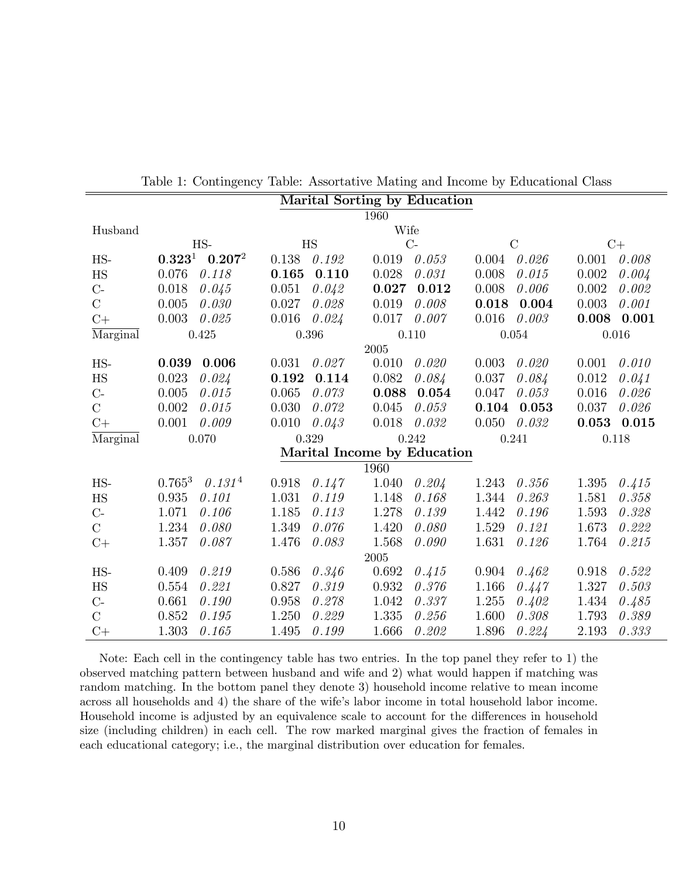Table 1: Contingency Table: Assortative Mating and Income by Educational Class

| | | | | | | | | | | |
|---|---|---|---|---|---|---|---|---|---|---|
| | | | | | **Marital Sorting by Education** | | | | | |
| | | | | | 1960 | | | | | |
| Husband | | | | | Wife | | | | | |
| | HS- | | HS | | C- | | C | | C+ | |
| HS- | **0.323**[1] | **0.207**[2] | 0.138 | *0.192* | 0.019 | *0.053* | 0.004 | *0.026* | 0.001 | *0.008* |
| HS | 0.076 | *0.118* | **0.165** | **0.110** | 0.028 | *0.031* | 0.008 | *0.015* | 0.002 | *0.004* |
| C- | 0.018 | *0.045* | 0.051 | *0.042* | **0.027** | **0.012** | 0.008 | *0.006* | 0.002 | *0.002* |
| C | 0.005 | *0.030* | 0.027 | *0.028* | 0.019 | *0.008* | **0.018** | **0.004** | 0.003 | *0.001* |
| C+ | 0.003 | *0.025* | 0.016 | *0.024* | 0.017 | *0.007* | 0.016 | *0.003* | **0.008** | **0.001** |
| Marginal | 0.425 | | 0.396 | | 0.110 | | 0.054 | | 0.016 | |
| | | | | | 2005 | | | | | |
| HS- | **0.039** | **0.006** | 0.031 | *0.027* | 0.010 | *0.020* | 0.003 | *0.020* | 0.001 | *0.010* |
| HS | 0.023 | *0.024* | **0.192** | **0.114** | 0.082 | *0.084* | 0.037 | *0.084* | 0.012 | *0.041* |
| C- | 0.005 | *0.015* | 0.065 | *0.073* | **0.088** | **0.054** | 0.047 | *0.053* | 0.016 | *0.026* |
| C | 0.002 | *0.015* | 0.030 | *0.072* | 0.045 | *0.053* | **0.104** | **0.053** | 0.037 | *0.026* |
| C+ | 0.001 | *0.009* | 0.010 | *0.043* | 0.018 | *0.032* | 0.050 | *0.032* | **0.053** | **0.015** |
| Marginal | 0.070 | | 0.329 | | 0.242 | | 0.241 | | 0.118 | |
| | | | | | **Marital Income by Education** | | | | | |
| | | | | | 1960 | | | | | |
| HS- | 0.765[3] | *0.131*[4] | 0.918 | *0.147* | 1.040 | *0.204* | 1.243 | *0.356* | 1.395 | *0.415* |
| HS | 0.935 | *0.101* | 1.031 | *0.119* | 1.148 | *0.168* | 1.344 | *0.263* | 1.581 | *0.358* |
| C- | 1.071 | *0.106* | 1.185 | *0.113* | 1.278 | *0.139* | 1.442 | *0.196* | 1.593 | *0.328* |
| C | 1.234 | *0.080* | 1.349 | *0.076* | 1.420 | *0.080* | 1.529 | *0.121* | 1.673 | *0.222* |
| C+ | 1.357 | *0.087* | 1.476 | *0.083* | 1.568 | *0.090* | 1.631 | *0.126* | 1.764 | *0.215* |
| | | | | | 2005 | | | | | |
| HS- | 0.409 | *0.219* | 0.586 | *0.346* | 0.692 | *0.415* | 0.904 | *0.462* | 0.918 | *0.522* |
| HS | 0.554 | *0.221* | 0.827 | *0.319* | 0.932 | *0.376* | 1.166 | *0.447* | 1.327 | *0.503* |
| C- | 0.661 | *0.190* | 0.958 | *0.278* | 1.042 | *0.337* | 1.255 | *0.402* | 1.434 | *0.485* |
| C | 0.852 | *0.195* | 1.250 | *0.229* | 1.335 | *0.256* | 1.600 | *0.308* | 1.793 | *0.389* |
| C+ | 1.303 | *0.165* | 1.495 | *0.199* | 1.666 | *0.202* | 1.896 | *0.224* | 2.193 | *0.333* |

Note: Each cell in the contingency table has two entries. In the top panel they refer to 1) the observed matching pattern between husband and wife and 2) what would happen if matching was random matching. In the bottom panel they denote 3) household income relative to mean income across all households and 4) the share of the wife's labor income in total household labor income. Household income is adjusted by an equivalence scale to account for the differences in household size (including children) in each cell. The row marked marginal gives the fraction of females in each educational category; i.e., the marginal distribution over education for females.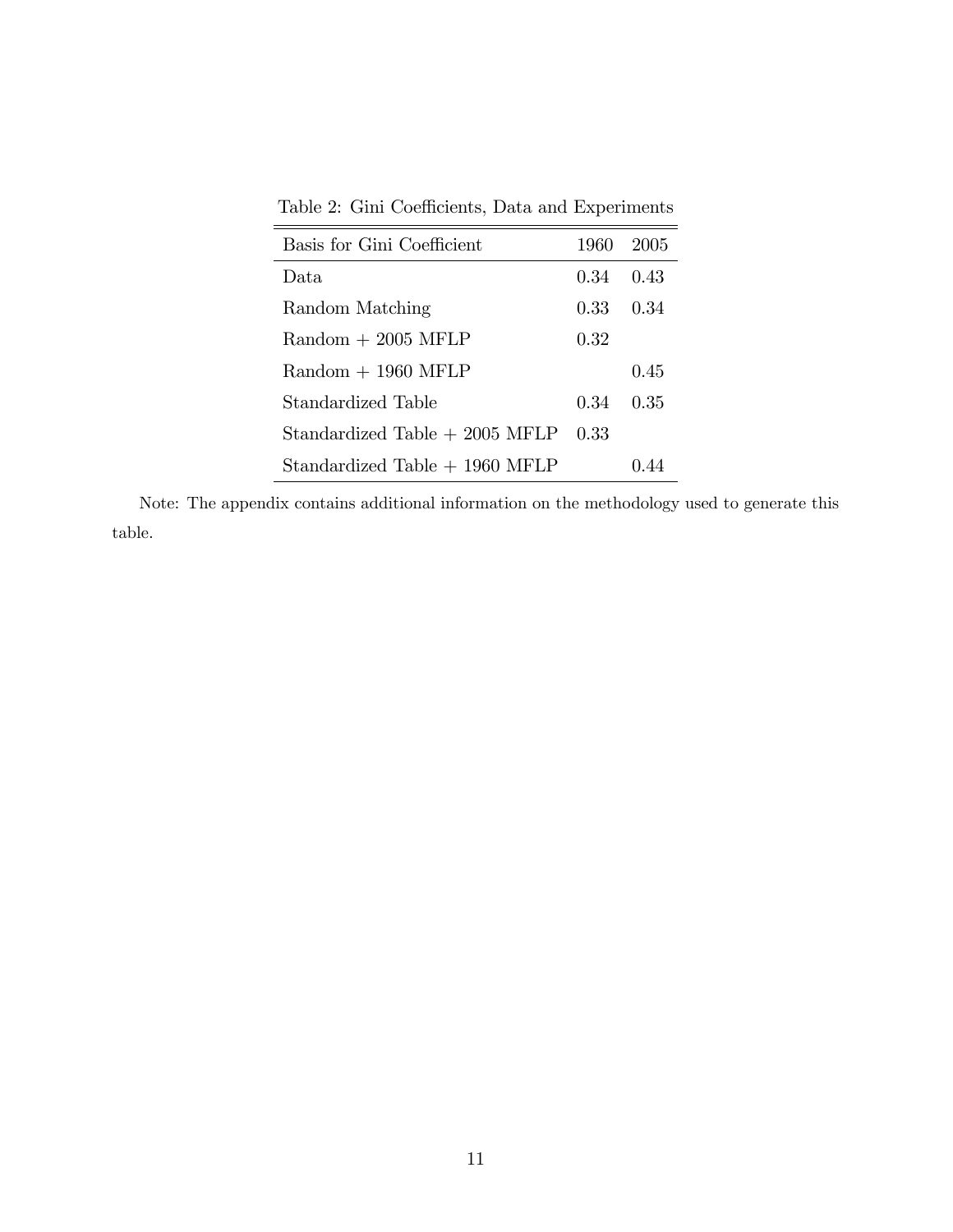Table 2: Gini Coefficients, Data and Experiments

| Basis for Gini Coefficient | 1960 | 2005 |
|---|---|---|
| Data | 0.34 | 0.43 |
| Random Matching | 0.33 | 0.34 |
| Random + 2005 MFLP | 0.32 | |
| Random + 1960 MFLP | | 0.45 |
| Standardized Table | 0.34 | 0.35 |
| Standardized Table + 2005 MFLP | 0.33 | |
| Standardized Table + 1960 MFLP | | 0.44 |

Note: The appendix contains additional information on the methodology used to generate this table.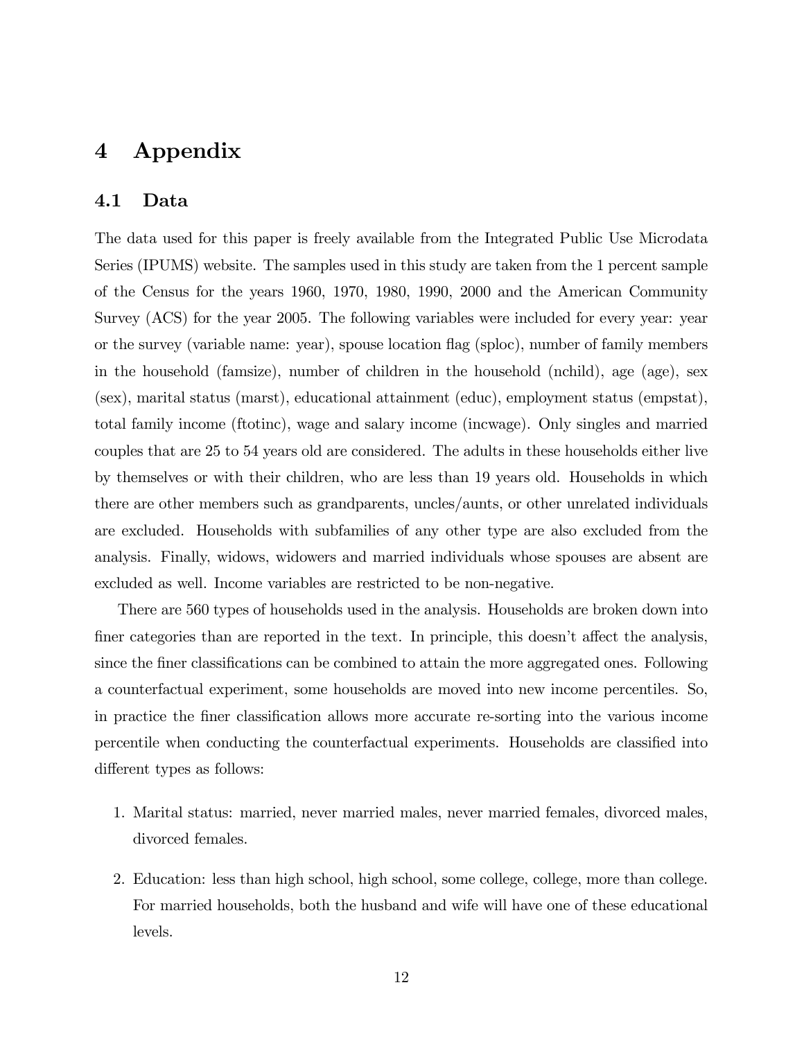# 4 Appendix

## 4.1 Data

The data used for this paper is freely available from the Integrated Public Use Microdata Series (IPUMS) website. The samples used in this study are taken from the 1 percent sample of the Census for the years 1960, 1970, 1980, 1990, 2000 and the American Community Survey (ACS) for the year 2005. The following variables were included for every year: year or the survey (variable name: year), spouse location flag (sploc), number of family members in the household (famsize), number of children in the household (nchild), age (age), sex (sex), marital status (marst), educational attainment (educ), employment status (empstat), total family income (ftotinc), wage and salary income (incwage). Only singles and married couples that are 25 to 54 years old are considered. The adults in these households either live by themselves or with their children, who are less than 19 years old. Households in which there are other members such as grandparents, uncles/aunts, or other unrelated individuals are excluded. Households with subfamilies of any other type are also excluded from the analysis. Finally, widows, widowers and married individuals whose spouses are absent are excluded as well. Income variables are restricted to be non-negative.

There are 560 types of households used in the analysis. Households are broken down into finer categories than are reported in the text. In principle, this doesn't affect the analysis, since the finer classifications can be combined to attain the more aggregated ones. Following a counterfactual experiment, some households are moved into new income percentiles. So, in practice the finer classification allows more accurate re-sorting into the various income percentile when conducting the counterfactual experiments. Households are classified into different types as follows:

1. Marital status: married, never married males, never married females, divorced males, divorced females.
2. Education: less than high school, high school, some college, college, more than college. For married households, both the husband and wife will have one of these educational levels.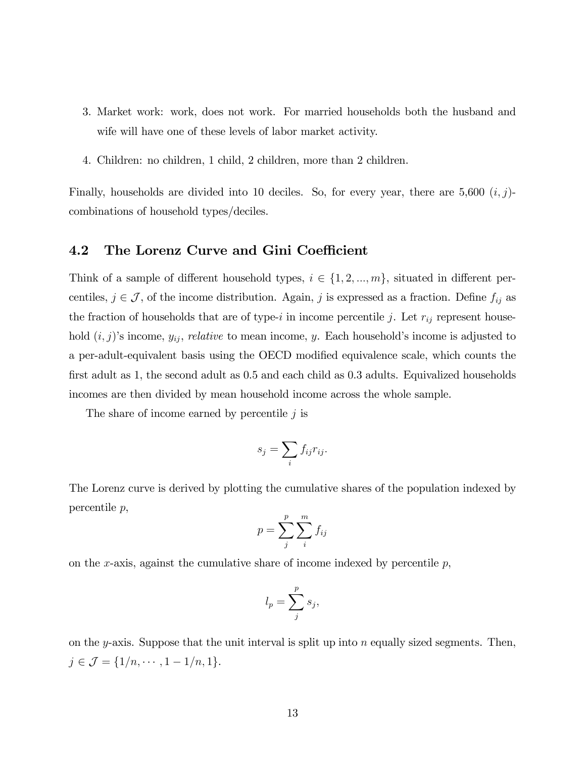3. Market work: work, does not work. For married households both the husband and wife will have one of these levels of labor market activity.

4. Children: no children, 1 child, 2 children, more than 2 children.

Finally, households are divided into 10 deciles. So, for every year, there are 5,600 $(i, j)$-combinations of household types/deciles.

## 4.2 The Lorenz Curve and Gini Coefficient

Think of a sample of different household types, $i \in \{1, 2, ..., m\}$, situated in different percentiles, $j \in \mathcal{J}$, of the income distribution. Again, $j$ is expressed as a fraction. Define $f_{ij}$ as the fraction of households that are of type-$i$ in income percentile $j$. Let $r_{ij}$ represent household $(i, j)$'s income, $y_{ij}$, *relative* to mean income, $y$. Each household's income is adjusted to a per-adult-equivalent basis using the OECD modified equivalence scale, which counts the first adult as 1, the second adult as 0.5 and each child as 0.3 adults. Equivalized households incomes are then divided by mean household income across the whole sample.

The share of income earned by percentile $j$ is

$$s_j = \sum_i f_{ij} r_{ij}.$$

The Lorenz curve is derived by plotting the cumulative shares of the population indexed by percentile $p$,

$$p = \sum_j^p \sum_i^m f_{ij}$$

on the $x$-axis, against the cumulative share of income indexed by percentile $p$,

$$l_p = \sum_j^p s_j,$$

on the $y$-axis. Suppose that the unit interval is split up into $n$ equally sized segments. Then, $j \in \mathcal{J} = \{1/n, \cdots, 1 - 1/n, 1\}$.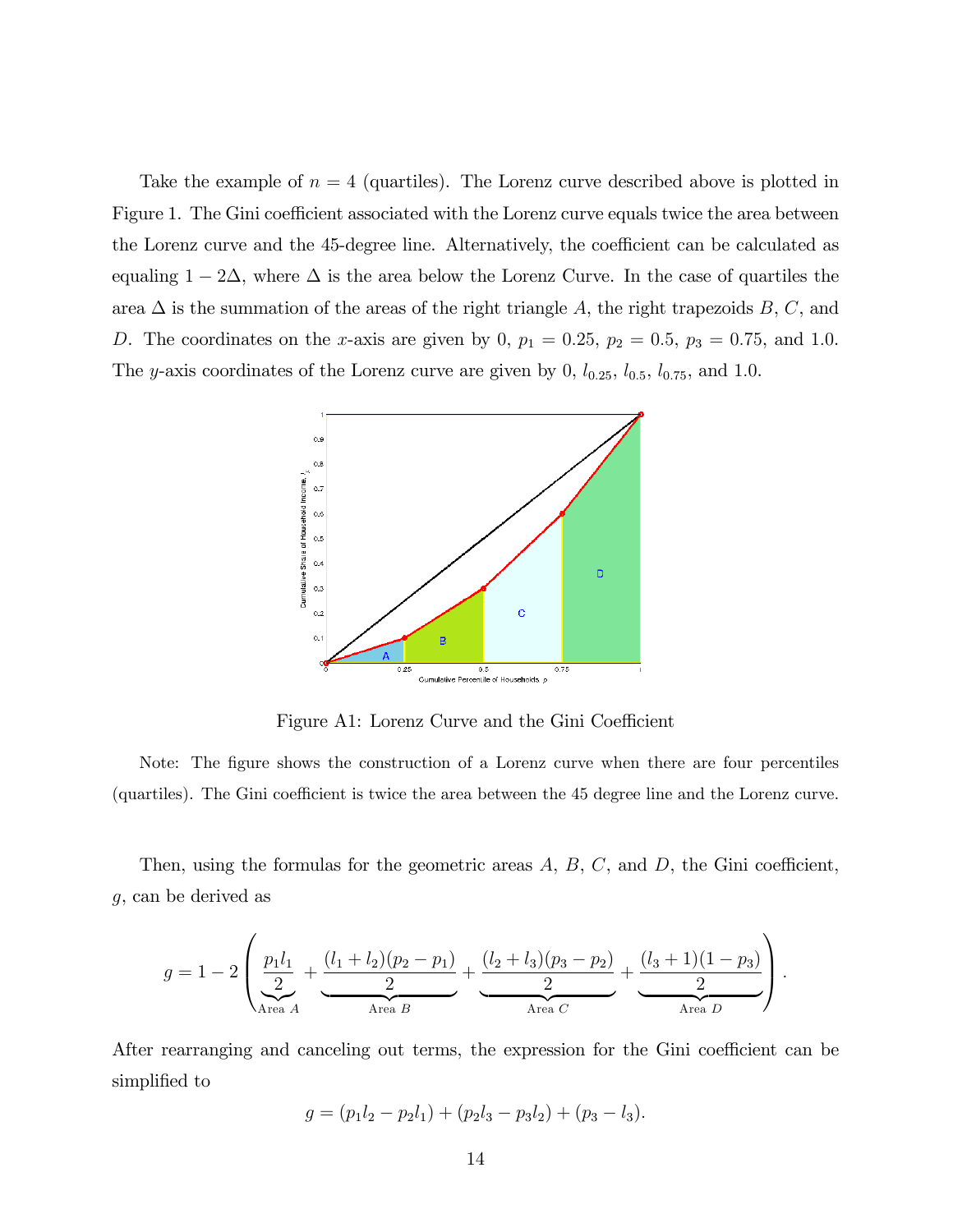Take the example of $n = 4$ (quartiles). The Lorenz curve described above is plotted in Figure 1. The Gini coefficient associated with the Lorenz curve equals twice the area between the Lorenz curve and the 45-degree line. Alternatively, the coefficient can be calculated as equaling $1 - 2\Delta$, where $\Delta$ is the area below the Lorenz Curve. In the case of quartiles the area $\Delta$ is the summation of the areas of the right triangle $A$, the right trapezoids $B$, $C$, and $D$. The coordinates on the $x$-axis are given by 0, $p_1 = 0.25$, $p_2 = 0.5$, $p_3 = 0.75$, and 1.0. The $y$-axis coordinates of the Lorenz curve are given by 0, $l_{0.25}$, $l_{0.5}$, $l_{0.75}$, and 1.0.

1
0.9
0.8
0.7
0.6
0.5
0.4
0.3
0.2
0.1
0
Cumulative Share of Household Income, $l_p$
A
B
C
D
0
0.25
0.5
0.75
1
Cumulative Percentile of Households, $p$

Figure A1: Lorenz Curve and the Gini Coefficient

Note: The figure shows the construction of a Lorenz curve when there are four percentiles (quartiles). The Gini coefficient is twice the area between the 45 degree line and the Lorenz curve.

Then, using the formulas for the geometric areas $A$, $B$, $C$, and $D$, the Gini coefficient, $g$, can be derived as

$$g = 1 - 2\left(\underbrace{\frac{p_1 l_1}{2}}_{\text{Area } A} + \underbrace{\frac{(l_1 + l_2)(p_2 - p_1)}{2}}_{\text{Area } B} + \underbrace{\frac{(l_2 + l_3)(p_3 - p_2)}{2}}_{\text{Area } C} + \underbrace{\frac{(l_3 + 1)(1 - p_3)}{2}}_{\text{Area } D}\right).$$

After rearranging and canceling out terms, the expression for the Gini coefficient can be simplified to

$$g = (p_1 l_2 - p_2 l_1) + (p_2 l_3 - p_3 l_2) + (p_3 - l_3).$$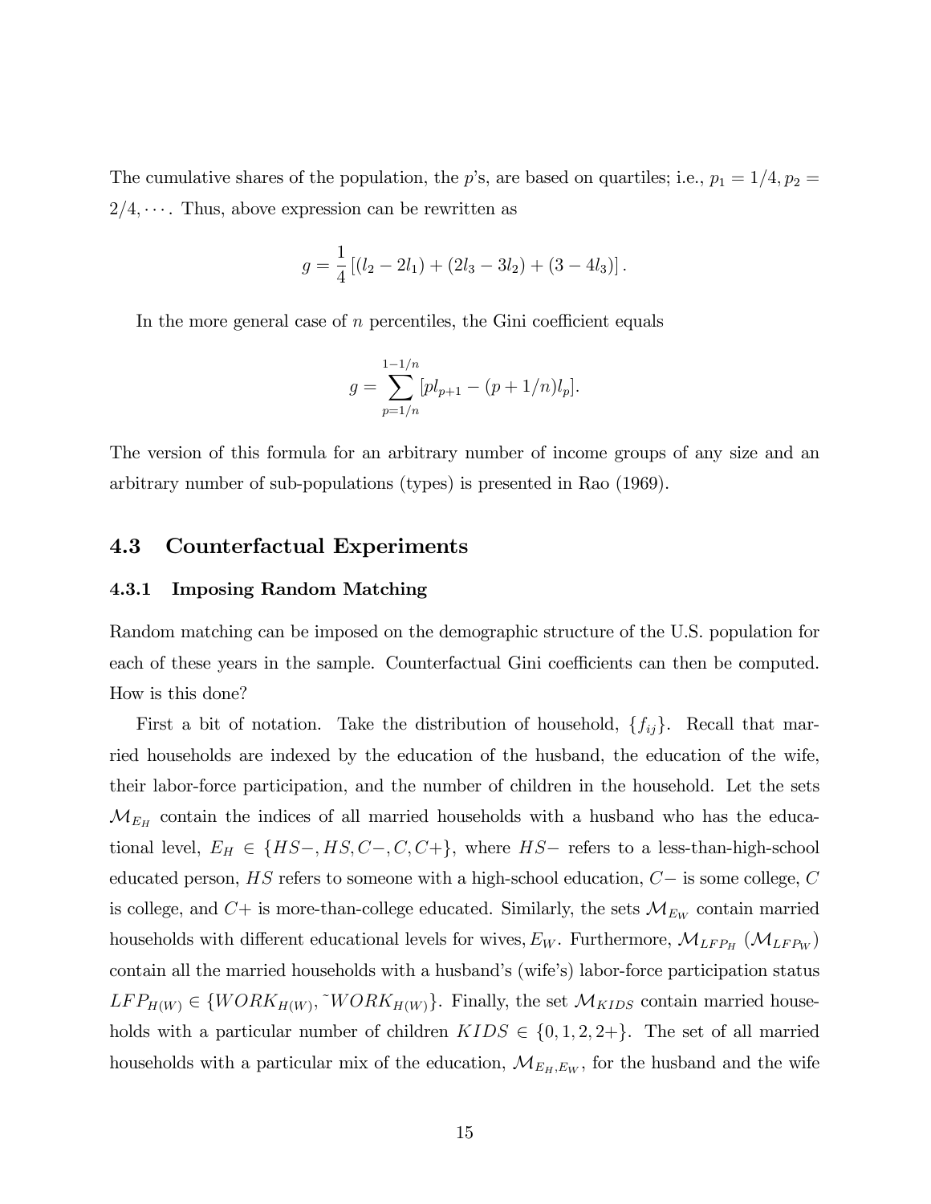The cumulative shares of the population, the $p$'s, are based on quartiles; i.e., $p_1 = 1/4, p_2 = 2/4, \cdots$. Thus, above expression can be rewritten as

$$g = \frac{1}{4}\left[(l_2 - 2l_1) + (2l_3 - 3l_2) + (3 - 4l_3)\right].$$

In the more general case of $n$ percentiles, the Gini coefficient equals

$$g = \sum_{p=1/n}^{1-1/n} [p l_{p+1} - (p + 1/n) l_p].$$

The version of this formula for an arbitrary number of income groups of any size and an arbitrary number of sub-populations (types) is presented in Rao (1969).

## 4.3 Counterfactual Experiments

### 4.3.1 Imposing Random Matching

Random matching can be imposed on the demographic structure of the U.S. population for each of these years in the sample. Counterfactual Gini coefficients can then be computed. How is this done?

First a bit of notation. Take the distribution of household, $\{f_{ij}\}$. Recall that married households are indexed by the education of the husband, the education of the wife, their labor-force participation, and the number of children in the household. Let the sets $\mathcal{M}_{E_H}$ contain the indices of all married households with a husband who has the educational level, $E_H \in \{HS-, HS, C-, C, C+\}$, where $HS-$ refers to a less-than-high-school educated person, $HS$ refers to someone with a high-school education, $C-$ is some college, $C$ is college, and $C+$ is more-than-college educated. Similarly, the sets $\mathcal{M}_{E_W}$ contain married households with different educational levels for wives, $E_W$. Furthermore, $\mathcal{M}_{LFP_H}$ ($\mathcal{M}_{LFP_W}$) contain all the married households with a husband's (wife's) labor-force participation status $LFP_{H(W)} \in \{WORK_{H(W)}, \tilde{\ }WORK_{H(W)}\}$. Finally, the set $\mathcal{M}_{KIDS}$ contain married households with a particular number of children $KIDS \in \{0, 1, 2, 2+\}$. The set of all married households with a particular mix of the education, $\mathcal{M}_{E_H, E_W}$, for the husband and the wife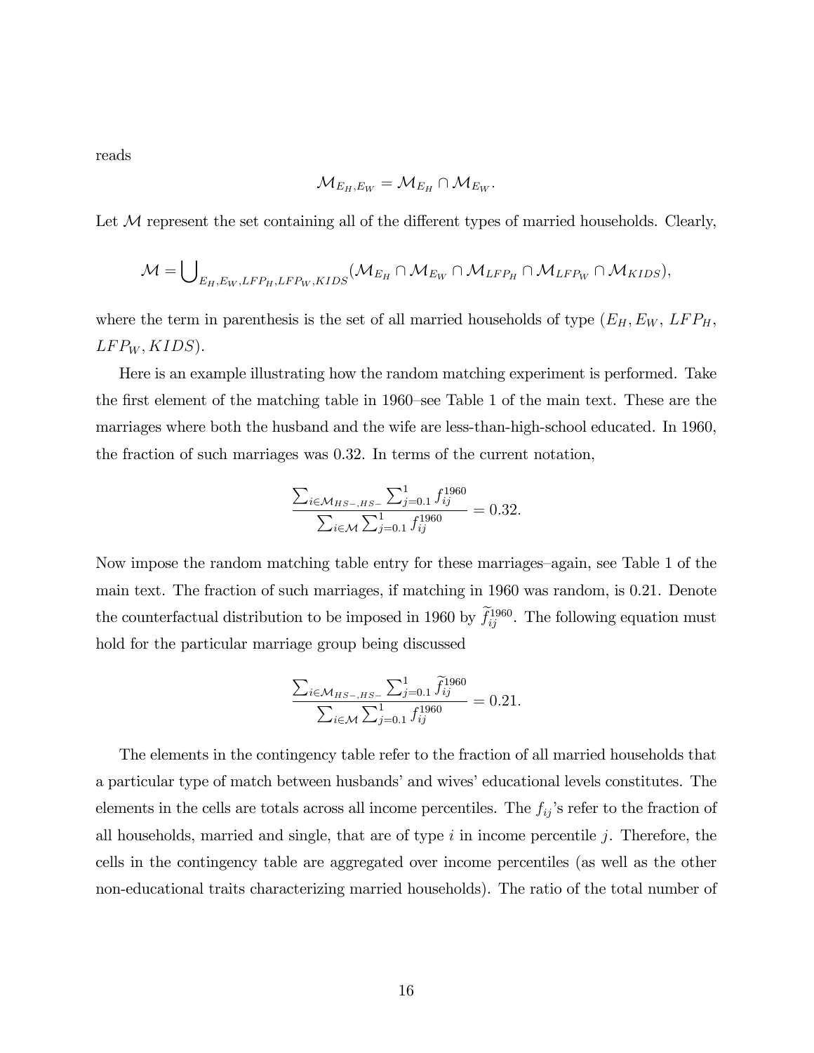reads

$$\mathcal{M}_{E_H,E_W} = \mathcal{M}_{E_H} \cap \mathcal{M}_{E_W}.$$

Let $\mathcal{M}$ represent the set containing all of the different types of married households. Clearly,

$$\mathcal{M} = \bigcup\nolimits_{E_H,E_W,LFP_H,LFP_W,KIDS} (\mathcal{M}_{E_H} \cap \mathcal{M}_{E_W} \cap \mathcal{M}_{LFP_H} \cap \mathcal{M}_{LFP_W} \cap \mathcal{M}_{KIDS}),$$

where the term in parenthesis is the set of all married households of type $(E_H, E_W, LFP_H, LFP_W, KIDS)$.

Here is an example illustrating how the random matching experiment is performed. Take the first element of the matching table in 1960–see Table 1 of the main text. These are the marriages where both the husband and the wife are less-than-high-school educated. In 1960, the fraction of such marriages was 0.32. In terms of the current notation,

$$\frac{\sum_{i \in \mathcal{M}_{HS-,HS-}} \sum_{j=0.1}^{1} f_{ij}^{1960}}{\sum_{i \in \mathcal{M}} \sum_{j=0.1}^{1} f_{ij}^{1960}} = 0.32.$$

Now impose the random matching table entry for these marriages–again, see Table 1 of the main text. The fraction of such marriages, if matching in 1960 was random, is 0.21. Denote the counterfactual distribution to be imposed in 1960 by $\widetilde{f}_{ij}^{1960}$. The following equation must hold for the particular marriage group being discussed

$$\frac{\sum_{i \in \mathcal{M}_{HS-,HS-}} \sum_{j=0.1}^{1} \widetilde{f}_{ij}^{1960}}{\sum_{i \in \mathcal{M}} \sum_{j=0.1}^{1} f_{ij}^{1960}} = 0.21.$$

The elements in the contingency table refer to the fraction of all married households that a particular type of match between husbands' and wives' educational levels constitutes. The elements in the cells are totals across all income percentiles. The $f_{ij}$'s refer to the fraction of all households, married and single, that are of type $i$ in income percentile $j$. Therefore, the cells in the contingency table are aggregated over income percentiles (as well as the other non-educational traits characterizing married households). The ratio of the total number of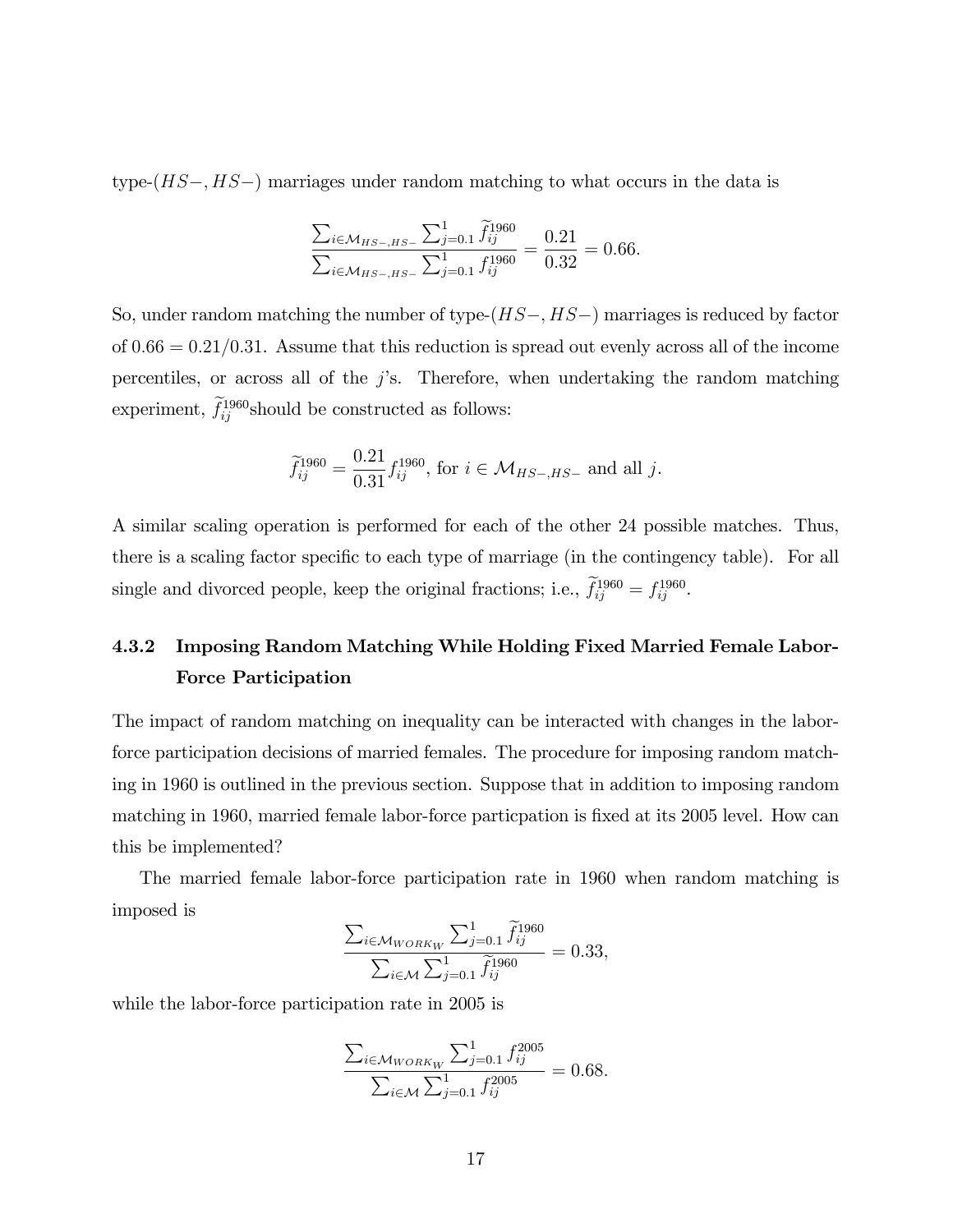type-$(HS-, HS-)$ marriages under random matching to what occurs in the data is

$$\frac{\sum_{i \in \mathcal{M}_{HS-,HS-}} \sum_{j=0.1}^{1} \widetilde{f}_{ij}^{1960}}{\sum_{i \in \mathcal{M}_{HS-,HS-}} \sum_{j=0.1}^{1} f_{ij}^{1960}} = \frac{0.21}{0.32} = 0.66.$$

So, under random matching the number of type-$(HS-, HS-)$ marriages is reduced by factor of $0.66 = 0.21/0.31$. Assume that this reduction is spread out evenly across all of the income percentiles, or across all of the $j$'s. Therefore, when undertaking the random matching experiment, $\widetilde{f}_{ij}^{1960}$should be constructed as follows:

$$\widetilde{f}_{ij}^{1960} = \frac{0.21}{0.31} f_{ij}^{1960}, \text{ for } i \in \mathcal{M}_{HS-,HS-} \text{ and all } j.$$

A similar scaling operation is performed for each of the other 24 possible matches. Thus, there is a scaling factor specific to each type of marriage (in the contingency table). For all single and divorced people, keep the original fractions; i.e., $\widetilde{f}_{ij}^{1960} = f_{ij}^{1960}$.

### 4.3.2 Imposing Random Matching While Holding Fixed Married Female Labor-Force Participation

The impact of random matching on inequality can be interacted with changes in the labor-force participation decisions of married females. The procedure for imposing random matching in 1960 is outlined in the previous section. Suppose that in addition to imposing random matching in 1960, married female labor-force particpation is fixed at its 2005 level. How can this be implemented?

The married female labor-force participation rate in 1960 when random matching is imposed is

$$\frac{\sum_{i \in \mathcal{M}_{WORK_W}} \sum_{j=0.1}^{1} \widetilde{f}_{ij}^{1960}}{\sum_{i \in \mathcal{M}} \sum_{j=0.1}^{1} \widetilde{f}_{ij}^{1960}} = 0.33,$$

while the labor-force participation rate in 2005 is

$$\frac{\sum_{i \in \mathcal{M}_{WORK_W}} \sum_{j=0.1}^{1} f_{ij}^{2005}}{\sum_{i \in \mathcal{M}} \sum_{j=0.1}^{1} f_{ij}^{2005}} = 0.68.$$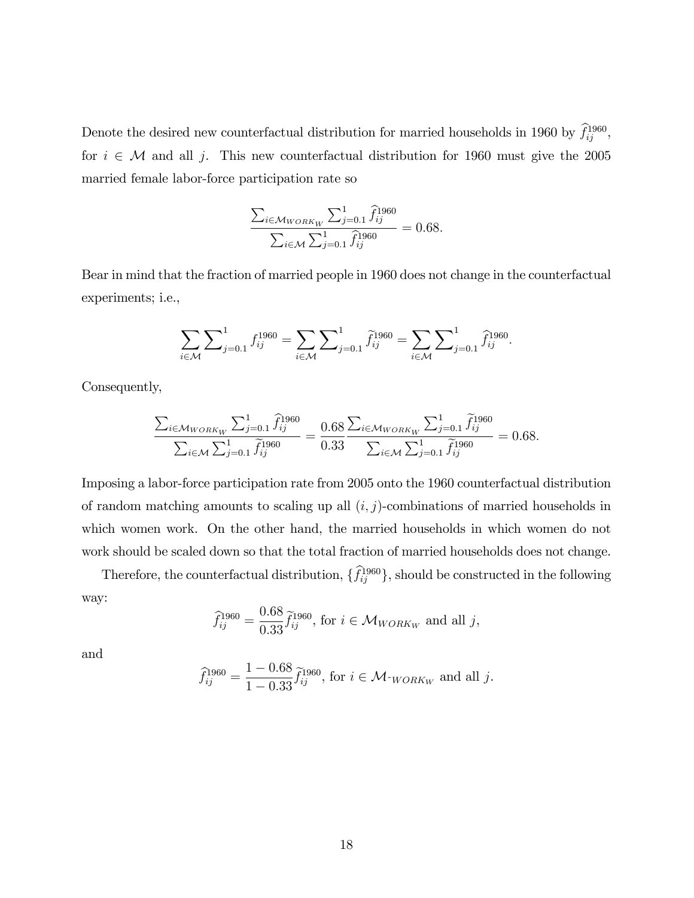Denote the desired new counterfactual distribution for married households in 1960 by $\widehat{f}_{ij}^{1960}$, for $i \in \mathcal{M}$ and all $j$. This new counterfactual distribution for 1960 must give the 2005 married female labor-force participation rate so

$$\frac{\sum_{i\in\mathcal{M}_{WORK_W}} \sum_{j=0.1}^{1} \widehat{f}_{ij}^{1960}}{\sum_{i\in\mathcal{M}} \sum_{j=0.1}^{1} \widehat{f}_{ij}^{1960}} = 0.68.$$

Bear in mind that the fraction of married people in 1960 does not change in the counterfactual experiments; i.e.,

$$\sum_{i\in\mathcal{M}} \sum_{j=0.1}^{1} f_{ij}^{1960} = \sum_{i\in\mathcal{M}} \sum_{j=0.1}^{1} \widetilde{f}_{ij}^{1960} = \sum_{i\in\mathcal{M}} \sum_{j=0.1}^{1} \widehat{f}_{ij}^{1960}.$$

Consequently,

$$\frac{\sum_{i\in\mathcal{M}_{WORK_W}} \sum_{j=0.1}^{1} \widehat{f}_{ij}^{1960}}{\sum_{i\in\mathcal{M}} \sum_{j=0.1}^{1} \widetilde{f}_{ij}^{1960}} = \frac{0.68}{0.33} \frac{\sum_{i\in\mathcal{M}_{WORK_W}} \sum_{j=0.1}^{1} \widetilde{f}_{ij}^{1960}}{\sum_{i\in\mathcal{M}} \sum_{j=0.1}^{1} \widetilde{f}_{ij}^{1960}} = 0.68.$$

Imposing a labor-force participation rate from 2005 onto the 1960 counterfactual distribution of random matching amounts to scaling up all $(i, j)$-combinations of married households in which women work. On the other hand, the married households in which women do not work should be scaled down so that the total fraction of married households does not change.

Therefore, the counterfactual distribution, $\{\widehat{f}_{ij}^{1960}\}$, should be constructed in the following way:

$$\widehat{f}_{ij}^{1960} = \frac{0.68}{0.33} \widetilde{f}_{ij}^{1960}, \text{ for } i \in \mathcal{M}_{WORK_W} \text{ and all } j,$$

and

$$\widehat{f}_{ij}^{1960} = \frac{1-0.68}{1-0.33} \widetilde{f}_{ij}^{1960}, \text{ for } i \in \mathcal{M}_{\text{-}WORK_W} \text{ and all } j.$$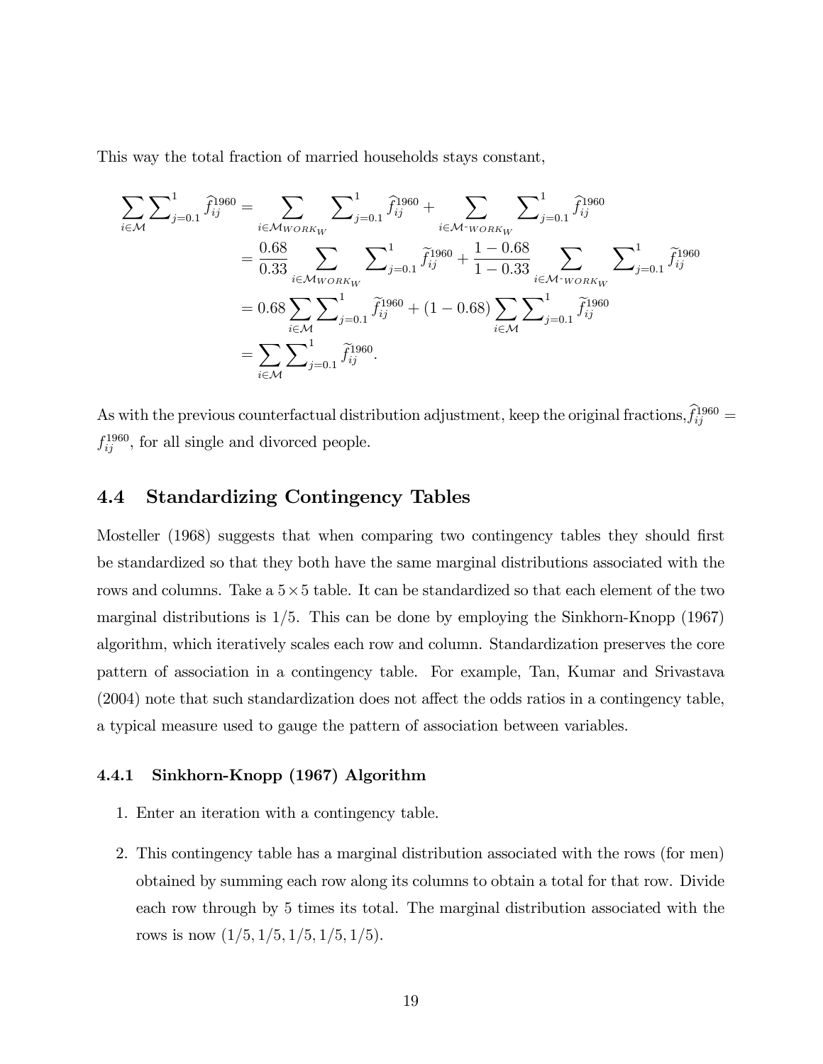This way the total fraction of married households stays constant,

$$
\begin{aligned}
\sum_{i\in\mathcal{M}}\sum\nolimits_{j=0.1}^{1}\widehat{f}_{ij}^{1960} &= \sum_{i\in\mathcal{M}_{WORK_W}}\sum\nolimits_{j=0.1}^{1}\widehat{f}_{ij}^{1960} + \sum_{i\in\mathcal{M}^{\text{-}}{}_{WORK_W}}\sum\nolimits_{j=0.1}^{1}\widehat{f}_{ij}^{1960} \\
&= \frac{0.68}{0.33}\sum_{i\in\mathcal{M}_{WORK_W}}\sum\nolimits_{j=0.1}^{1}\widetilde{f}_{ij}^{1960} + \frac{1-0.68}{1-0.33}\sum_{i\in\mathcal{M}^{\text{-}}{}_{WORK_W}}\sum\nolimits_{j=0.1}^{1}\widetilde{f}_{ij}^{1960} \\
&= 0.68\sum_{i\in\mathcal{M}}\sum\nolimits_{j=0.1}^{1}\widetilde{f}_{ij}^{1960} + (1-0.68)\sum_{i\in\mathcal{M}}\sum\nolimits_{j=0.1}^{1}\widetilde{f}_{ij}^{1960} \\
&= \sum_{i\in\mathcal{M}}\sum\nolimits_{j=0.1}^{1}\widetilde{f}_{ij}^{1960}.
\end{aligned}
$$

As with the previous counterfactual distribution adjustment, keep the original fractions, $\widehat{f}_{ij}^{1960} = f_{ij}^{1960}$, for all single and divorced people.

## 4.4 Standardizing Contingency Tables

Mosteller (1968) suggests that when comparing two contingency tables they should first be standardized so that they both have the same marginal distributions associated with the rows and columns. Take a $5\times5$ table. It can be standardized so that each element of the two marginal distributions is $1/5$. This can be done by employing the Sinkhorn-Knopp (1967) algorithm, which iteratively scales each row and column. Standardization preserves the core pattern of association in a contingency table. For example, Tan, Kumar and Srivastava (2004) note that such standardization does not affect the odds ratios in a contingency table, a typical measure used to gauge the pattern of association between variables.

### 4.4.1 Sinkhorn-Knopp (1967) Algorithm

1. Enter an iteration with a contingency table.
2. This contingency table has a marginal distribution associated with the rows (for men) obtained by summing each row along its columns to obtain a total for that row. Divide each row through by 5 times its total. The marginal distribution associated with the rows is now $(1/5, 1/5, 1/5, 1/5, 1/5)$.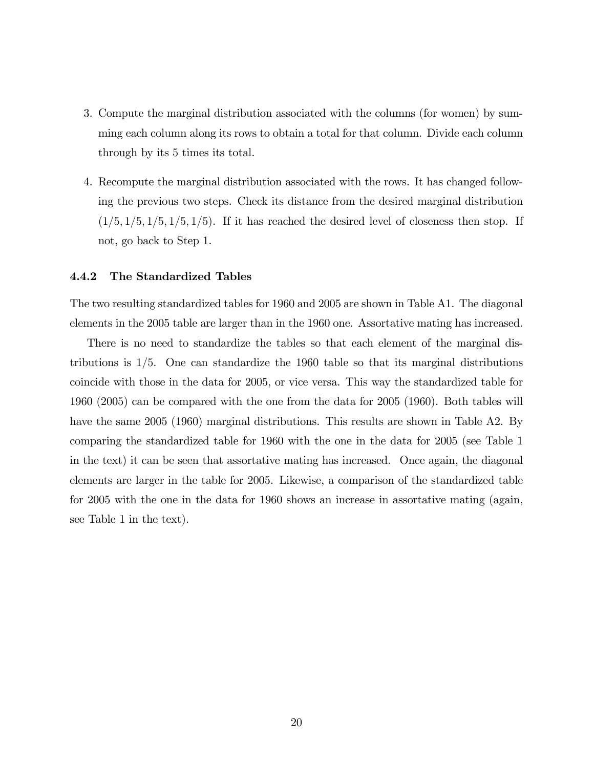3. Compute the marginal distribution associated with the columns (for women) by summing each column along its rows to obtain a total for that column. Divide each column through by its 5 times its total.

4. Recompute the marginal distribution associated with the rows. It has changed following the previous two steps. Check its distance from the desired marginal distribution $(1/5, 1/5, 1/5, 1/5, 1/5)$. If it has reached the desired level of closeness then stop. If not, go back to Step 1.

### 4.4.2 The Standardized Tables

The two resulting standardized tables for 1960 and 2005 are shown in Table A1. The diagonal elements in the 2005 table are larger than in the 1960 one. Assortative mating has increased.

There is no need to standardize the tables so that each element of the marginal distributions is 1/5. One can standardize the 1960 table so that its marginal distributions coincide with those in the data for 2005, or vice versa. This way the standardized table for 1960 (2005) can be compared with the one from the data for 2005 (1960). Both tables will have the same 2005 (1960) marginal distributions. This results are shown in Table A2. By comparing the standardized table for 1960 with the one in the data for 2005 (see Table 1 in the text) it can be seen that assortative mating has increased. Once again, the diagonal elements are larger in the table for 2005. Likewise, a comparison of the standardized table for 2005 with the one in the data for 1960 shows an increase in assortative mating (again, see Table 1 in the text).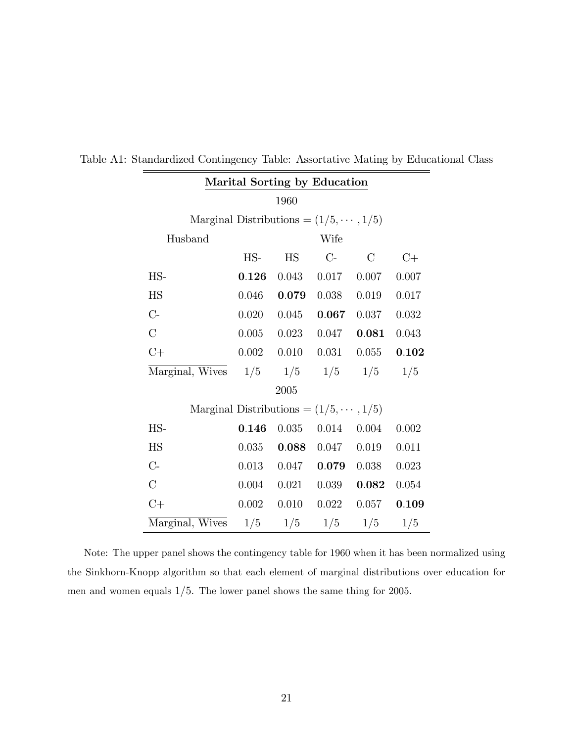Table A1: Standardized Contingency Table: Assortative Mating by Educational Class

| **Marital Sorting by Education** | | | | | |
|---|---|---|---|---|---|
| | | | 1960 | | |
| Marginal Distributions = $(1/5, \cdots, 1/5)$ | | | | | |
| Husband | | | Wife | | |
| | HS- | HS | C- | C | C+ |
| HS- | **0.126** | 0.043 | 0.017 | 0.007 | 0.007 |
| HS | 0.046 | **0.079** | 0.038 | 0.019 | 0.017 |
| C- | 0.020 | 0.045 | **0.067** | 0.037 | 0.032 |
| C | 0.005 | 0.023 | 0.047 | **0.081** | 0.043 |
| C+ | 0.002 | 0.010 | 0.031 | 0.055 | **0.102** |
| Marginal, Wives | 1/5 | 1/5 | 1/5 | 1/5 | 1/5 |
| | | | 2005 | | |
| Marginal Distributions = $(1/5, \cdots, 1/5)$ | | | | | |
| HS- | **0.146** | 0.035 | 0.014 | 0.004 | 0.002 |
| HS | 0.035 | **0.088** | 0.047 | 0.019 | 0.011 |
| C- | 0.013 | 0.047 | **0.079** | 0.038 | 0.023 |
| C | 0.004 | 0.021 | 0.039 | **0.082** | 0.054 |
| C+ | 0.002 | 0.010 | 0.022 | 0.057 | **0.109** |
| Marginal, Wives | 1/5 | 1/5 | 1/5 | 1/5 | 1/5 |

Note: The upper panel shows the contingency table for 1960 when it has been normalized using the Sinkhorn-Knopp algorithm so that each element of marginal distributions over education for men and women equals $1/5$. The lower panel shows the same thing for 2005.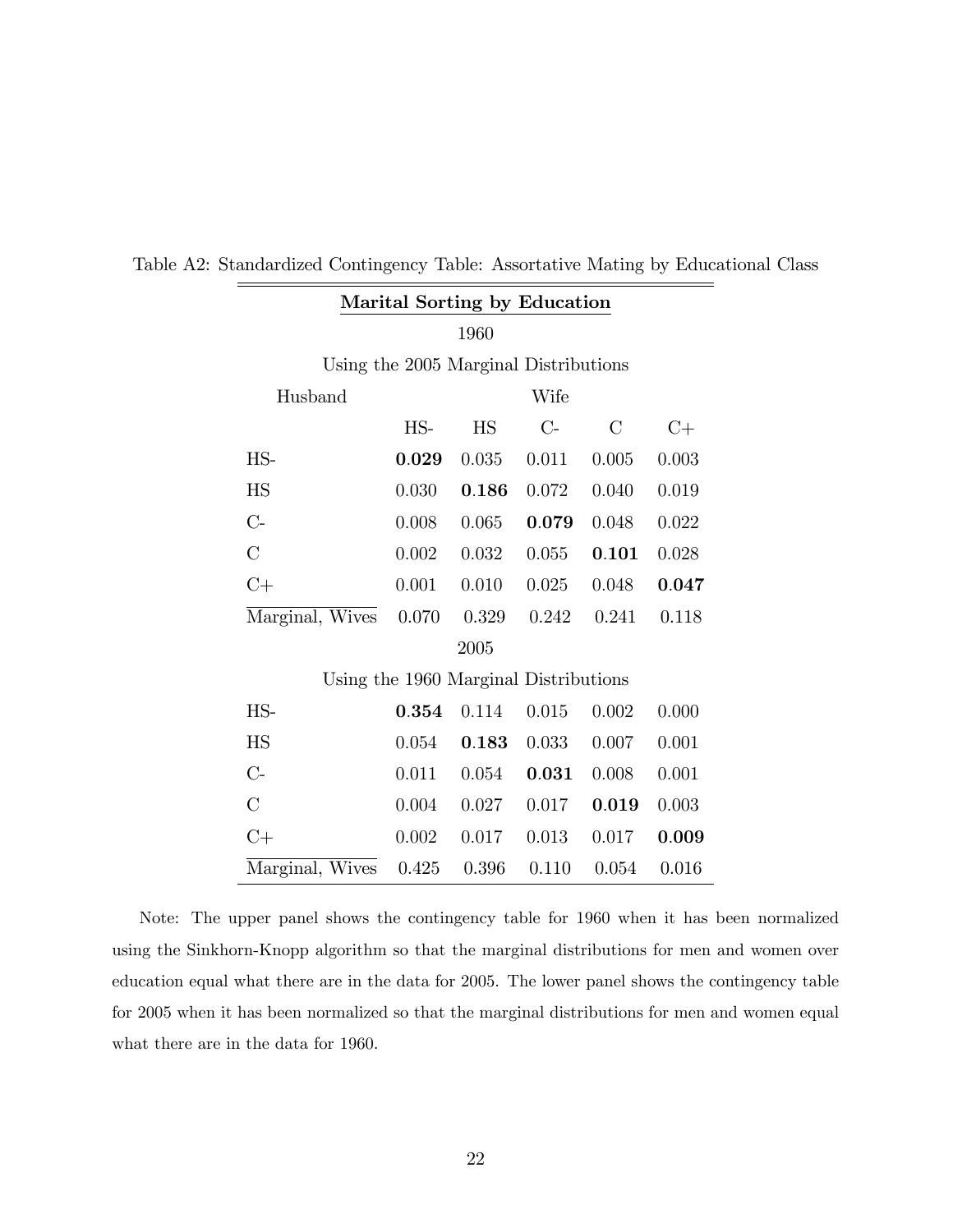Table A2: Standardized Contingency Table: Assortative Mating by Educational Class

| **Marital Sorting by Education** | | | | | |
|---|---|---|---|---|---|
| 1960 | | | | | |
| Using the 2005 Marginal Distributions | | | | | |
| Husband | Wife | | | | |
| | HS- | HS | C- | C | C+ |
| HS- | **0.029** | 0.035 | 0.011 | 0.005 | 0.003 |
| HS | 0.030 | **0.186** | 0.072 | 0.040 | 0.019 |
| C- | 0.008 | 0.065 | **0.079** | 0.048 | 0.022 |
| C | 0.002 | 0.032 | 0.055 | **0.101** | 0.028 |
| C+ | 0.001 | 0.010 | 0.025 | 0.048 | **0.047** |
| Marginal, Wives | 0.070 | 0.329 | 0.242 | 0.241 | 0.118 |
| 2005 | | | | | |
| Using the 1960 Marginal Distributions | | | | | |
| HS- | **0.354** | 0.114 | 0.015 | 0.002 | 0.000 |
| HS | 0.054 | **0.183** | 0.033 | 0.007 | 0.001 |
| C- | 0.011 | 0.054 | **0.031** | 0.008 | 0.001 |
| C | 0.004 | 0.027 | 0.017 | **0.019** | 0.003 |
| C+ | 0.002 | 0.017 | 0.013 | 0.017 | **0.009** |
| Marginal, Wives | 0.425 | 0.396 | 0.110 | 0.054 | 0.016 |

Note: The upper panel shows the contingency table for 1960 when it has been normalized using the Sinkhorn-Knopp algorithm so that the marginal distributions for men and women over education equal what there are in the data for 2005. The lower panel shows the contingency table for 2005 when it has been normalized so that the marginal distributions for men and women equal what there are in the data for 1960.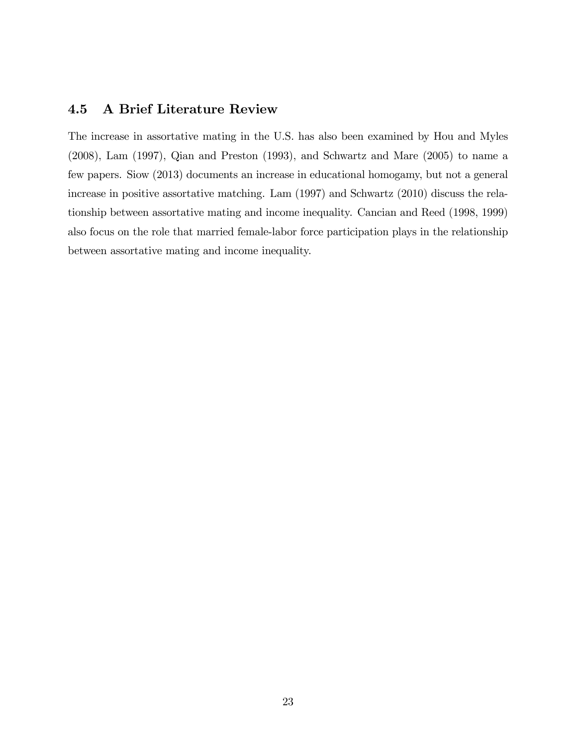### 4.5 A Brief Literature Review

The increase in assortative mating in the U.S. has also been examined by Hou and Myles (2008), Lam (1997), Qian and Preston (1993), and Schwartz and Mare (2005) to name a few papers. Siow (2013) documents an increase in educational homogamy, but not a general increase in positive assortative matching. Lam (1997) and Schwartz (2010) discuss the relationship between assortative mating and income inequality. Cancian and Reed (1998, 1999) also focus on the role that married female-labor force participation plays in the relationship between assortative mating and income inequality.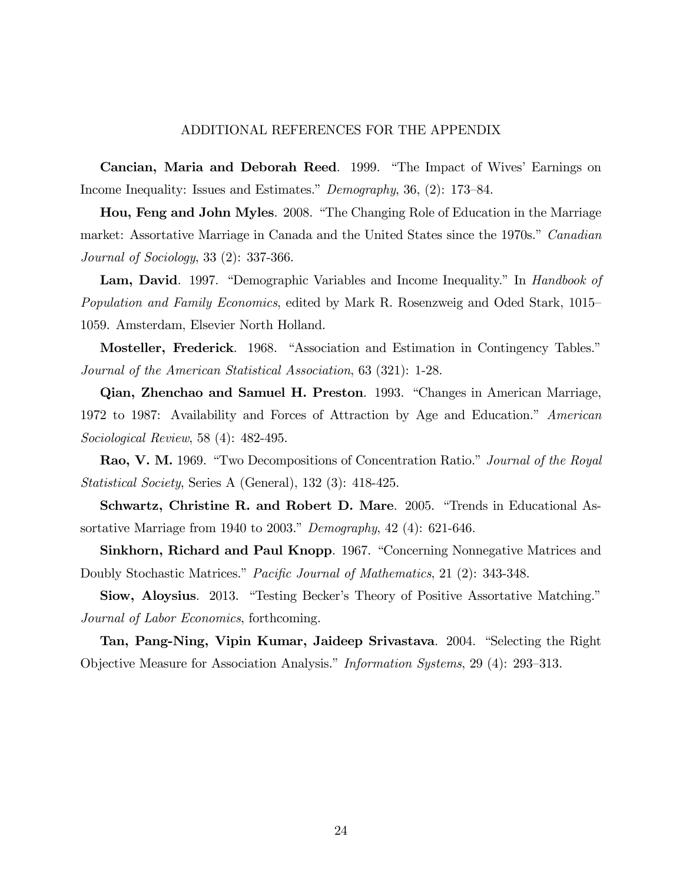## ADDITIONAL REFERENCES FOR THE APPENDIX

**Cancian, Maria and Deborah Reed**. 1999. "The Impact of Wives' Earnings on Income Inequality: Issues and Estimates." *Demography*, 36, (2): 173–84.

**Hou, Feng and John Myles**. 2008. "The Changing Role of Education in the Marriage market: Assortative Marriage in Canada and the United States since the 1970s." *Canadian Journal of Sociology*, 33 (2): 337-366.

**Lam, David**. 1997. "Demographic Variables and Income Inequality." In *Handbook of Population and Family Economics*, edited by Mark R. Rosenzweig and Oded Stark, 1015–1059. Amsterdam, Elsevier North Holland.

**Mosteller, Frederick**. 1968. "Association and Estimation in Contingency Tables." *Journal of the American Statistical Association*, 63 (321): 1-28.

**Qian, Zhenchao and Samuel H. Preston**. 1993. "Changes in American Marriage, 1972 to 1987: Availability and Forces of Attraction by Age and Education." *American Sociological Review*, 58 (4): 482-495.

**Rao, V. M.** 1969. "Two Decompositions of Concentration Ratio." *Journal of the Royal Statistical Society*, Series A (General), 132 (3): 418-425.

**Schwartz, Christine R. and Robert D. Mare**. 2005. "Trends in Educational Assortative Marriage from 1940 to 2003." *Demography*, 42 (4): 621-646.

**Sinkhorn, Richard and Paul Knopp**. 1967. "Concerning Nonnegative Matrices and Doubly Stochastic Matrices." *Pacific Journal of Mathematics*, 21 (2): 343-348.

**Siow, Aloysius**. 2013. "Testing Becker's Theory of Positive Assortative Matching." *Journal of Labor Economics*, forthcoming.

**Tan, Pang-Ning, Vipin Kumar, Jaideep Srivastava**. 2004. "Selecting the Right Objective Measure for Association Analysis." *Information Systems*, 29 (4): 293–313.